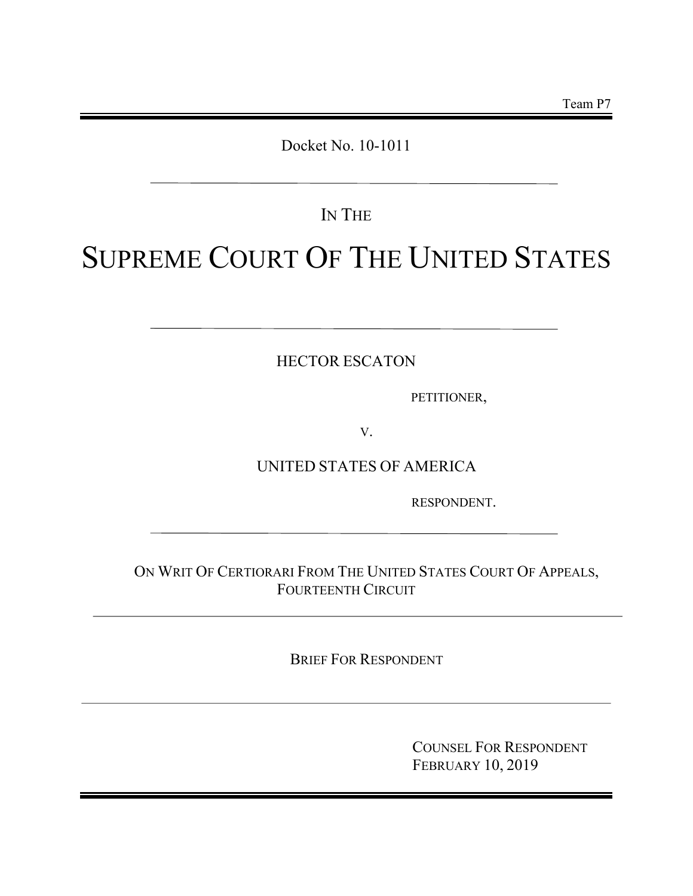Team P7

Docket No. 10-1011

---

IN THE

# SUPREME COURT OF THE UNITED STATES

---

HECTOR ESCATON

PETITIONER,

V.

UNITED STATES OF AMERICA

RESPONDENT.

---

ON WRIT OF CERTIORARI FROM THE UNITED STATES COURT OF APPEALS, FOURTEENTH CIRCUIT

---

BRIEF FOR RESPONDENT

---

COUNSEL FOR RESPONDENT
FEBRUARY 10, 2019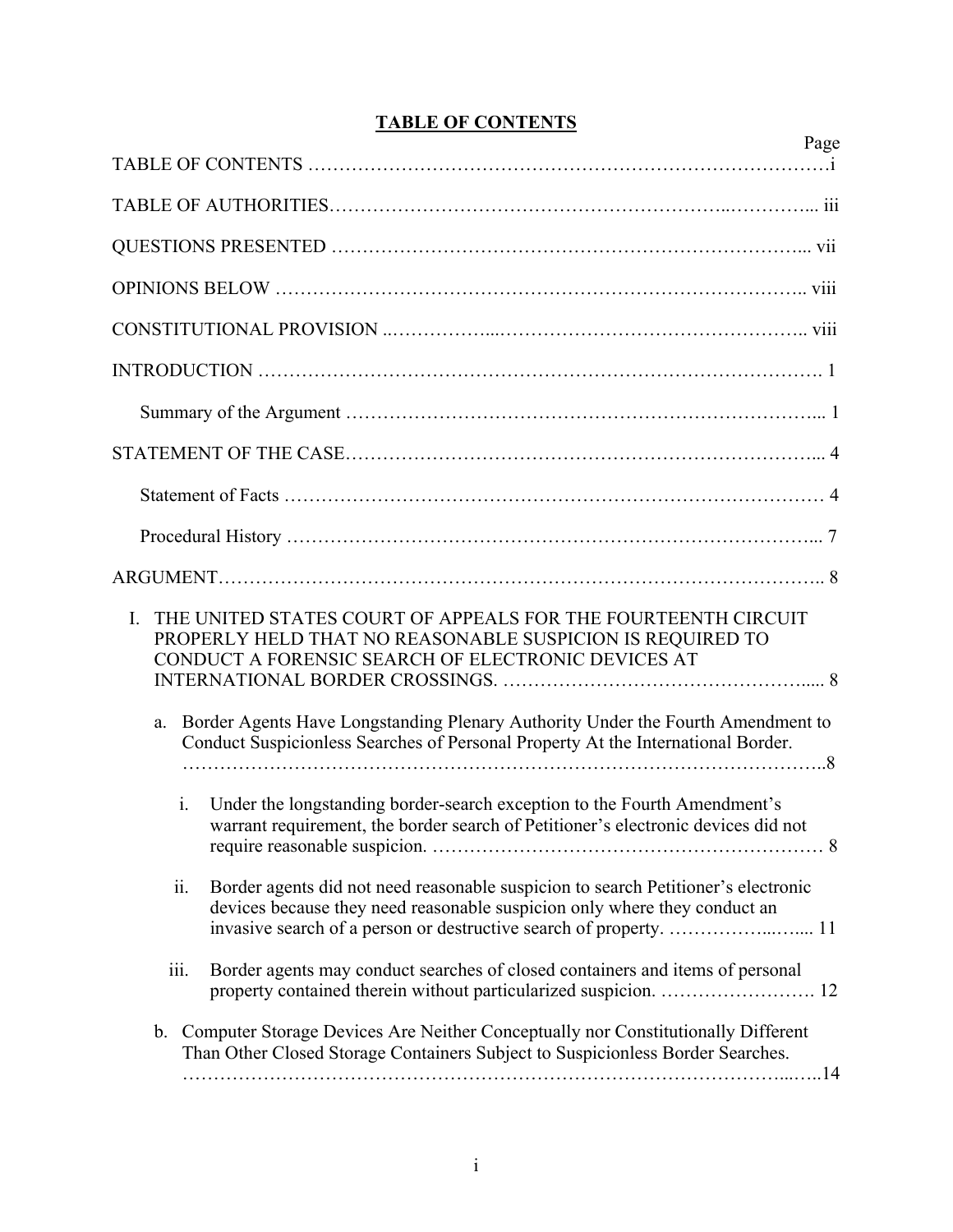# TABLE OF CONTENTS

| | Page |
|---|---|
| TABLE OF CONTENTS | i |
| TABLE OF AUTHORITIES | iii |
| QUESTIONS PRESENTED | vii |
| OPINIONS BELOW | viii |
| CONSTITUTIONAL PROVISION | viii |
| INTRODUCTION | 1 |
| Summary of the Argument | 1 |
| STATEMENT OF THE CASE | 4 |
| Statement of Facts | 4 |
| Procedural History | 7 |
| ARGUMENT | 8 |
| I. THE UNITED STATES COURT OF APPEALS FOR THE FOURTEENTH CIRCUIT PROPERLY HELD THAT NO REASONABLE SUSPICION IS REQUIRED TO CONDUCT A FORENSIC SEARCH OF ELECTRONIC DEVICES AT INTERNATIONAL BORDER CROSSINGS. | 8 |
| a. Border Agents Have Longstanding Plenary Authority Under the Fourth Amendment to Conduct Suspicionless Searches of Personal Property At the International Border. | 8 |
| i. Under the longstanding border-search exception to the Fourth Amendment's warrant requirement, the border search of Petitioner's electronic devices did not require reasonable suspicion. | 8 |
| ii. Border agents did not need reasonable suspicion to search Petitioner's electronic devices because they need reasonable suspicion only where they conduct an invasive search of a person or destructive search of property. | 11 |
| iii. Border agents may conduct searches of closed containers and items of personal property contained therein without particularized suspicion. | 12 |
| b. Computer Storage Devices Are Neither Conceptually nor Constitutionally Different Than Other Closed Storage Containers Subject to Suspicionless Border Searches. | 14 |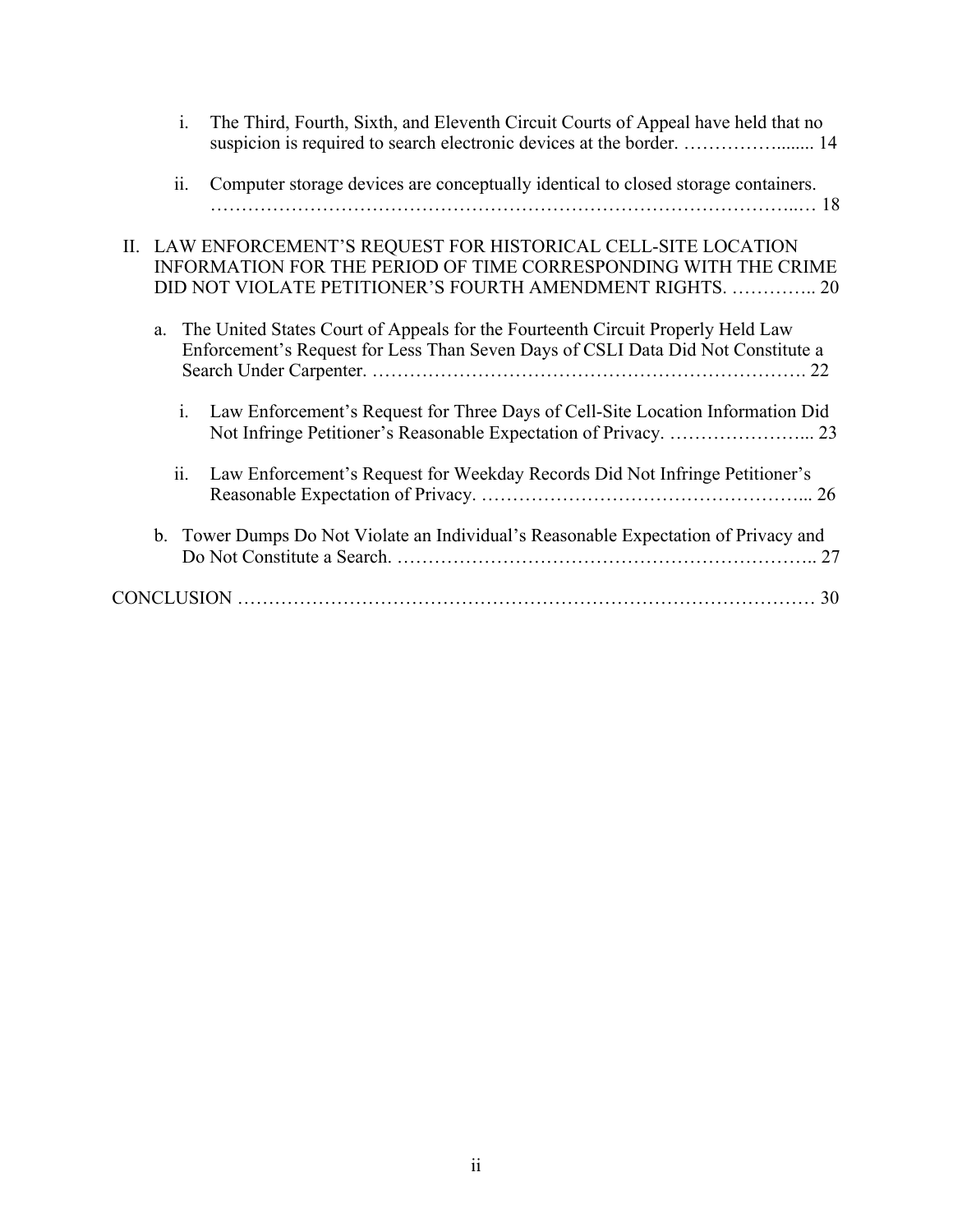i. The Third, Fourth, Sixth, and Eleventh Circuit Courts of Appeal have held that no suspicion is required to search electronic devices at the border. ……………....... 14

ii. Computer storage devices are conceptually identical to closed storage containers. ……………………………………………………………………………..… 18

II. LAW ENFORCEMENT'S REQUEST FOR HISTORICAL CELL-SITE LOCATION INFORMATION FOR THE PERIOD OF TIME CORRESPONDING WITH THE CRIME DID NOT VIOLATE PETITIONER'S FOURTH AMENDMENT RIGHTS. ………….. 20

a. The United States Court of Appeals for the Fourteenth Circuit Properly Held Law Enforcement's Request for Less Than Seven Days of CSLI Data Did Not Constitute a Search Under Carpenter. …………………………………………………………. 22

i. Law Enforcement's Request for Three Days of Cell-Site Location Information Did Not Infringe Petitioner's Reasonable Expectation of Privacy. …………………... 23

ii. Law Enforcement's Request for Weekday Records Did Not Infringe Petitioner's Reasonable Expectation of Privacy. ……………………………………………... 26

b. Tower Dumps Do Not Violate an Individual's Reasonable Expectation of Privacy and Do Not Constitute a Search. ……………………………………………………….. 27

CONCLUSION ……………………………………………………………………………… 30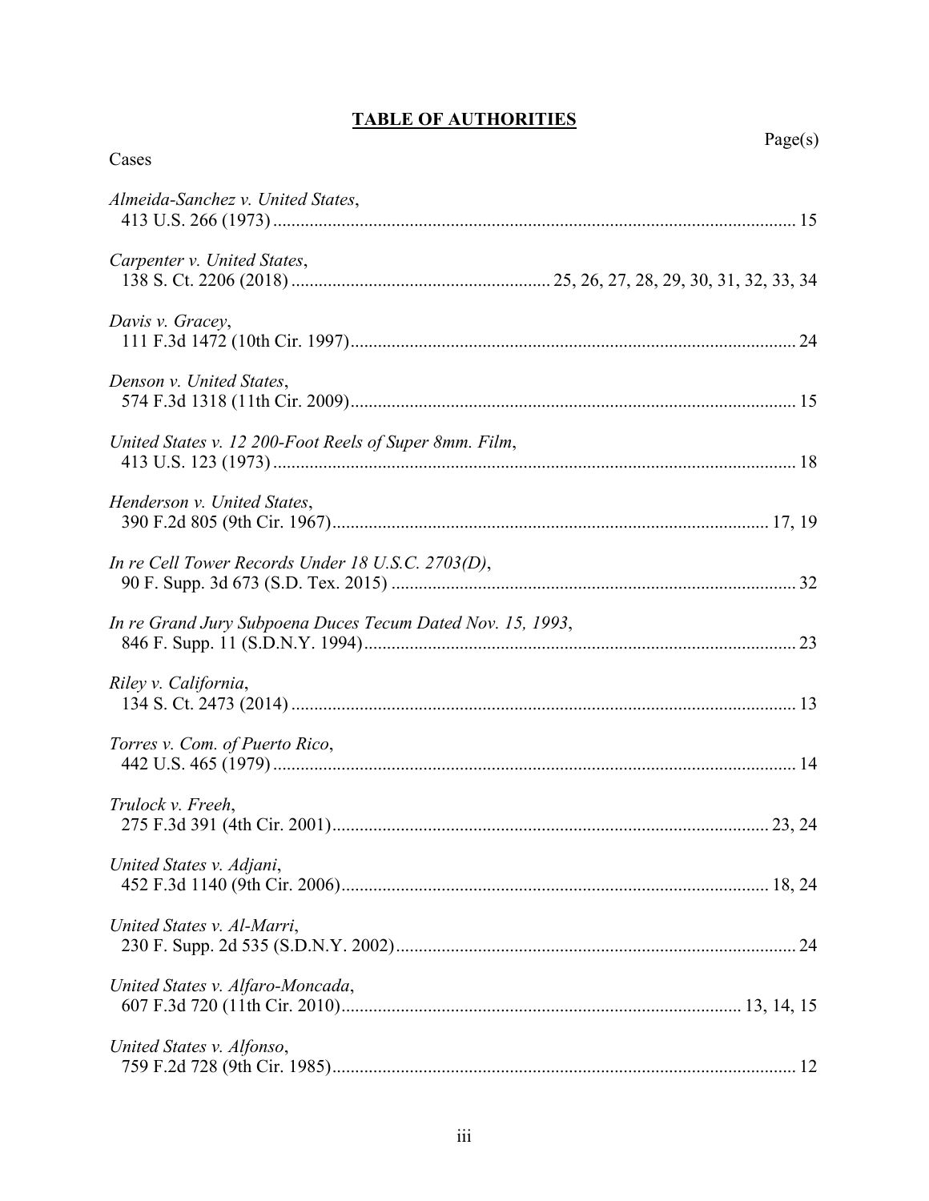# TABLE OF AUTHORITIES

| Cases | Page(s) |
| --- | --- |
| *Almeida-Sanchez v. United States*, 413 U.S. 266 (1973) | 15 |
| *Carpenter v. United States*, 138 S. Ct. 2206 (2018) | 25, 26, 27, 28, 29, 30, 31, 32, 33, 34 |
| *Davis v. Gracey*, 111 F.3d 1472 (10th Cir. 1997) | 24 |
| *Denson v. United States*, 574 F.3d 1318 (11th Cir. 2009) | 15 |
| *United States v. 12 200-Foot Reels of Super 8mm. Film*, 413 U.S. 123 (1973) | 18 |
| *Henderson v. United States*, 390 F.2d 805 (9th Cir. 1967) | 17, 19 |
| *In re Cell Tower Records Under 18 U.S.C. 2703(D)*, 90 F. Supp. 3d 673 (S.D. Tex. 2015) | 32 |
| *In re Grand Jury Subpoena Duces Tecum Dated Nov. 15, 1993*, 846 F. Supp. 11 (S.D.N.Y. 1994) | 23 |
| *Riley v. California*, 134 S. Ct. 2473 (2014) | 13 |
| *Torres v. Com. of Puerto Rico*, 442 U.S. 465 (1979) | 14 |
| *Trulock v. Freeh*, 275 F.3d 391 (4th Cir. 2001) | 23, 24 |
| *United States v. Adjani*, 452 F.3d 1140 (9th Cir. 2006) | 18, 24 |
| *United States v. Al-Marri*, 230 F. Supp. 2d 535 (S.D.N.Y. 2002) | 24 |
| *United States v. Alfaro-Moncada*, 607 F.3d 720 (11th Cir. 2010) | 13, 14, 15 |
| *United States v. Alfonso*, 759 F.2d 728 (9th Cir. 1985) | 12 |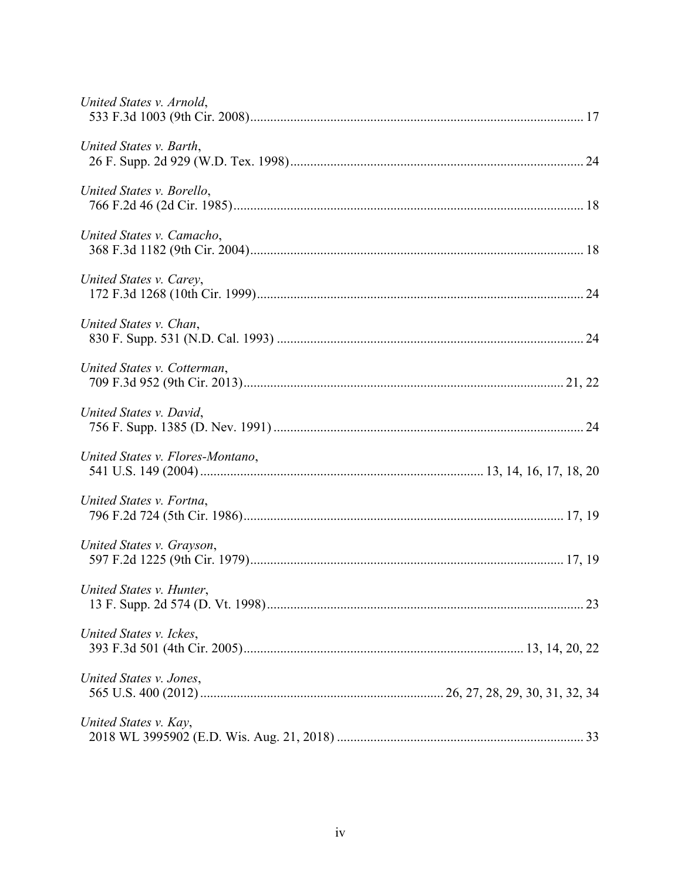*United States v. Arnold*,
533 F.3d 1003 (9th Cir. 2008) .......................................................................................... 17

*United States v. Barth*,
26 F. Supp. 2d 929 (W.D. Tex. 1998) ............................................................................... 24

*United States v. Borello*,
766 F.2d 46 (2d Cir. 1985) ................................................................................................ 18

*United States v. Camacho*,
368 F.3d 1182 (9th Cir. 2004) .......................................................................................... 18

*United States v. Carey*,
172 F.3d 1268 (10th Cir. 1999) ........................................................................................ 24

*United States v. Chan*,
830 F. Supp. 531 (N.D. Cal. 1993) ................................................................................... 24

*United States v. Cotterman*,
709 F.3d 952 (9th Cir. 2013) ...................................................................................... 21, 22

*United States v. David*,
756 F. Supp. 1385 (D. Nev. 1991) .................................................................................... 24

*United States v. Flores-Montano*,
541 U.S. 149 (2004) .................................................................... 13, 14, 16, 17, 18, 20

*United States v. Fortna*,
796 F.2d 724 (5th Cir. 1986) ...................................................................................... 17, 19

*United States v. Grayson*,
597 F.2d 1225 (9th Cir. 1979) .................................................................................... 17, 19

*United States v. Hunter*,
13 F. Supp. 2d 574 (D. Vt. 1998) ..................................................................................... 23

*United States v. Ickes*,
393 F.3d 501 (4th Cir. 2005) .......................................................................... 13, 14, 20, 22

*United States v. Jones*,
565 U.S. 400 (2012) ........................................................... 26, 27, 28, 29, 30, 31, 32, 34

*United States v. Kay*,
2018 WL 3995902 (E.D. Wis. Aug. 21, 2018) ................................................................. 33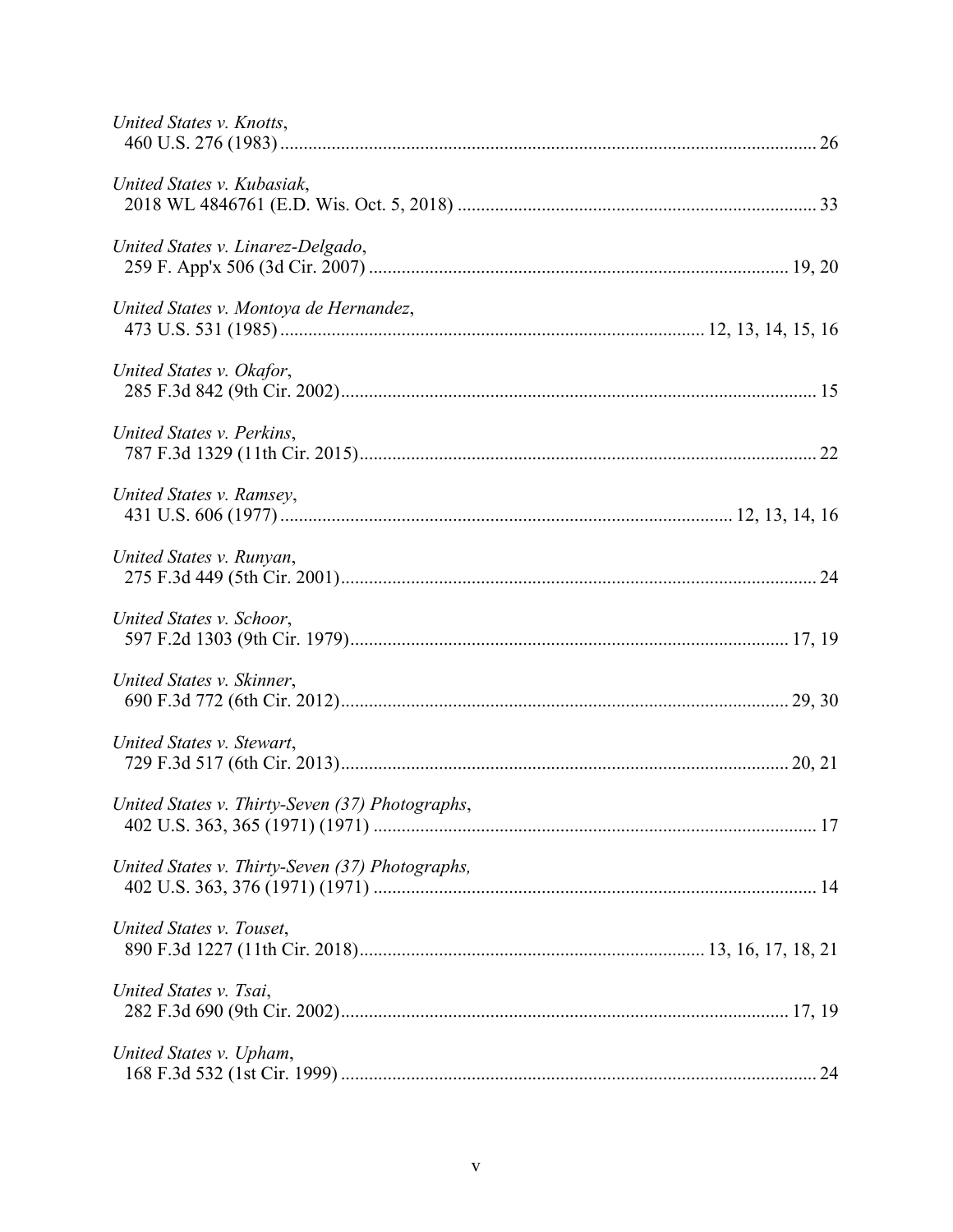*United States v. Knotts*,
460 U.S. 276 (1983) ........................................................................................................ 26

*United States v. Kubasiak*,
2018 WL 4846761 (E.D. Wis. Oct. 5, 2018) .................................................................... 33

*United States v. Linarez-Delgado*,
259 F. App'x 506 (3d Cir. 2007) ................................................................................ 19, 20

*United States v. Montoya de Hernandez*,
473 U.S. 531 (1985) ........................................................................... 12, 13, 14, 15, 16

*United States v. Okafor*,
285 F.3d 842 (9th Cir. 2002)........................................................................................... 15

*United States v. Perkins*,
787 F.3d 1329 (11th Cir. 2015)....................................................................................... 22

*United States v. Ramsey*,
431 U.S. 606 (1977) ................................................................................. 12, 13, 14, 16

*United States v. Runyan*,
275 F.3d 449 (5th Cir. 2001)........................................................................................... 24

*United States v. Schoor*,
597 F.2d 1303 (9th Cir. 1979).................................................................................... 17, 19

*United States v. Skinner*,
690 F.3d 772 (6th Cir. 2012)...................................................................................... 29, 30

*United States v. Stewart*,
729 F.3d 517 (6th Cir. 2013)...................................................................................... 20, 21

*United States v. Thirty-Seven (37) Photographs*,
402 U.S. 363, 365 (1971) (1971) .................................................................................... 17

*United States v. Thirty-Seven (37) Photographs,*
402 U.S. 363, 376 (1971) (1971) .................................................................................... 14

*United States v. Touset*,
890 F.3d 1227 (11th Cir. 2018)........................................................... 13, 16, 17, 18, 21

*United States v. Tsai*,
282 F.3d 690 (9th Cir. 2002)...................................................................................... 17, 19

*United States v. Upham*,
168 F.3d 532 (1st Cir. 1999) .......................................................................................... 24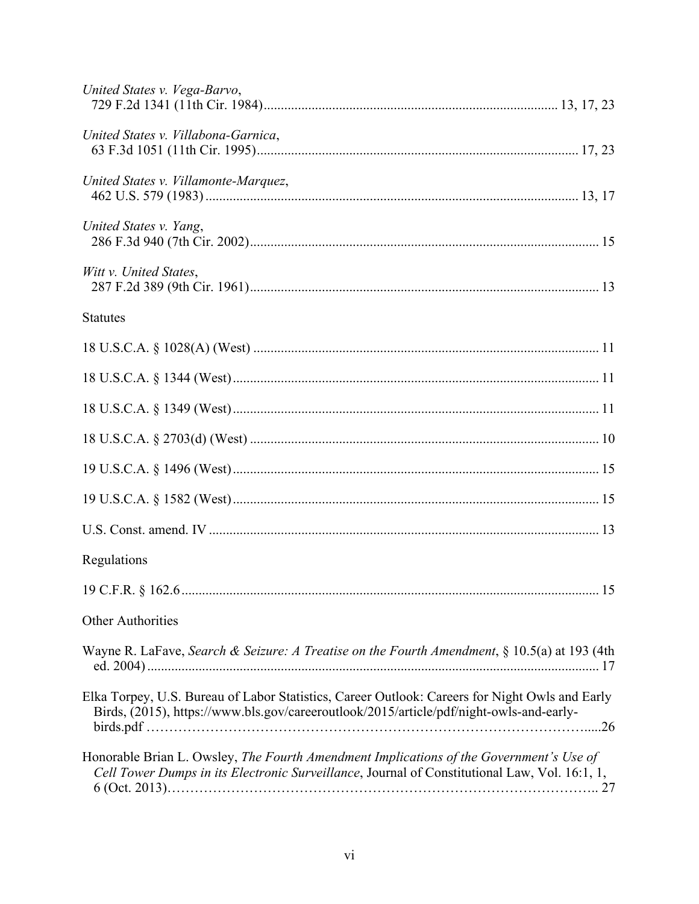*United States v. Vega-Barvo*,
729 F.2d 1341 (11th Cir. 1984)................................................................................... 13, 17, 23

*United States v. Villabona-Garnica*,
63 F.3d 1051 (11th Cir. 1995)........................................................................................... 17, 23

*United States v. Villamonte-Marquez*,
462 U.S. 579 (1983)........................................................................................................... 13, 17

*United States v. Yang*,
286 F.3d 940 (7th Cir. 2002).................................................................................................... 15

*Witt v. United States*,
287 F.2d 389 (9th Cir. 1961).................................................................................................... 13

Statutes

18 U.S.C.A. § 1028(A) (West) .................................................................................................... 11

18 U.S.C.A. § 1344 (West).......................................................................................................... 11

18 U.S.C.A. § 1349 (West).......................................................................................................... 11

18 U.S.C.A. § 2703(d) (West) ..................................................................................................... 10

19 U.S.C.A. § 1496 (West).......................................................................................................... 15

19 U.S.C.A. § 1582 (West).......................................................................................................... 15

U.S. Const. amend. IV ................................................................................................................ 13

Regulations

19 C.F.R. § 162.6......................................................................................................................... 15

Other Authorities

Wayne R. LaFave, *Search & Seizure: A Treatise on the Fourth Amendment*, § 10.5(a) at 193 (4th ed. 2004).................................................................................................................................. 17

Elka Torpey, U.S. Bureau of Labor Statistics, Career Outlook: Careers for Night Owls and Early Birds, (2015), https://www.bls.gov/careeroutlook/2015/article/pdf/night-owls-and-early-birds.pdf ……………………………………………………………………………………....26

Honorable Brian L. Owsley, *The Fourth Amendment Implications of the Government's Use of Cell Tower Dumps in its Electronic Surveillance*, Journal of Constitutional Law, Vol. 16:1, 1, 6 (Oct. 2013)………………………………………………………………………………….. 27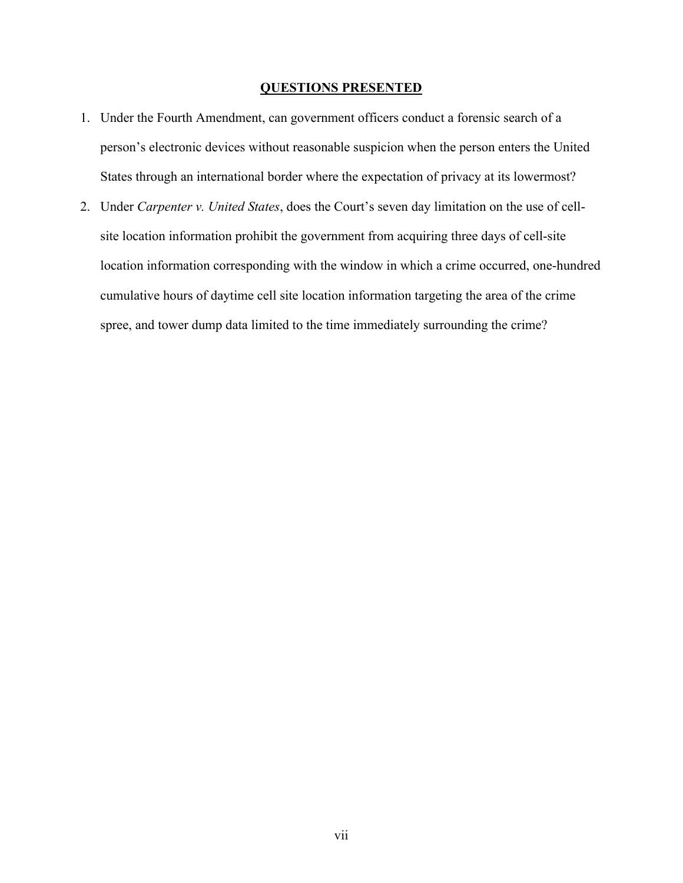## QUESTIONS PRESENTED

1. Under the Fourth Amendment, can government officers conduct a forensic search of a person's electronic devices without reasonable suspicion when the person enters the United States through an international border where the expectation of privacy at its lowermost?
2. Under *Carpenter v. United States*, does the Court's seven day limitation on the use of cell-site location information prohibit the government from acquiring three days of cell-site location information corresponding with the window in which a crime occurred, one-hundred cumulative hours of daytime cell site location information targeting the area of the crime spree, and tower dump data limited to the time immediately surrounding the crime?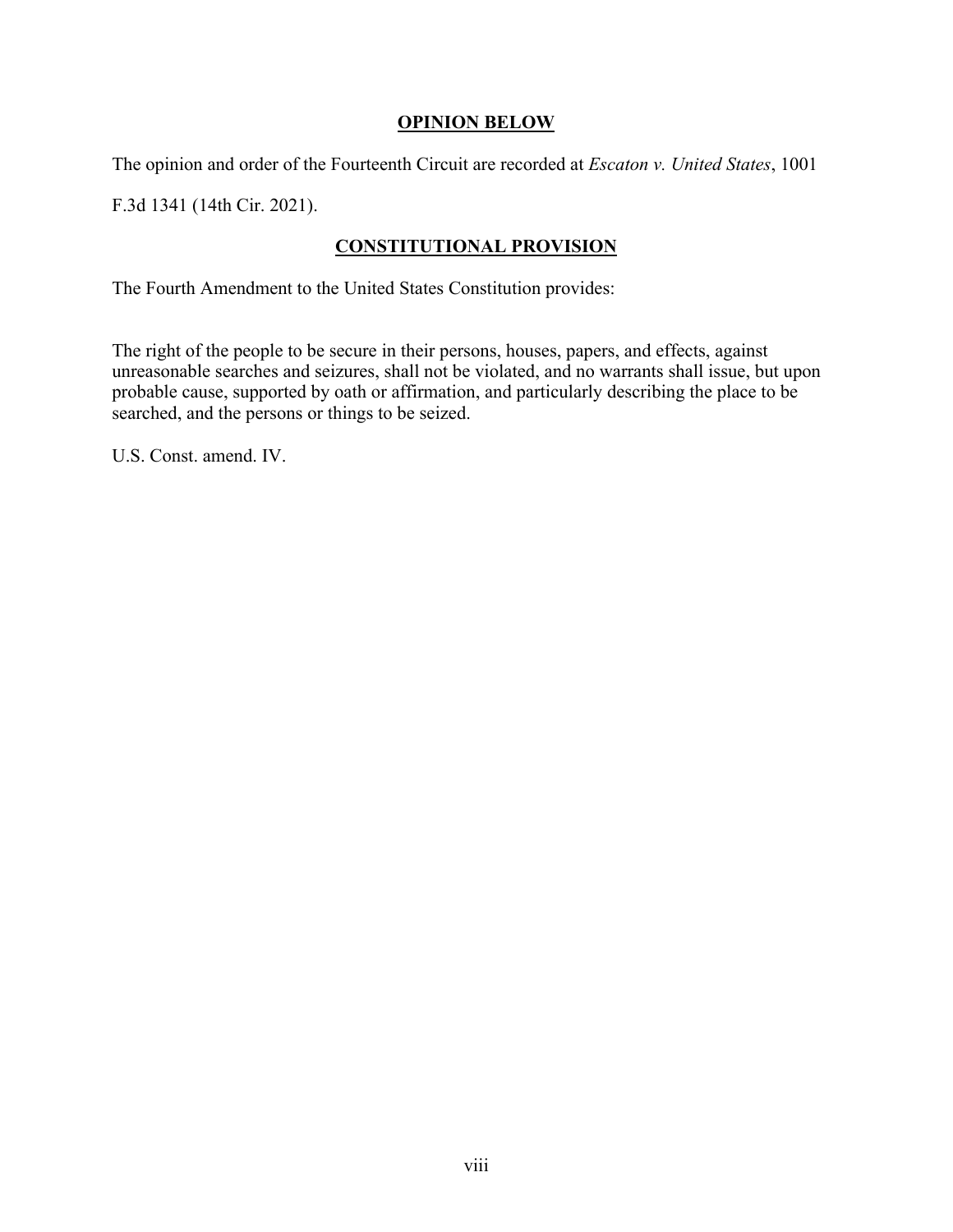## OPINION BELOW

The opinion and order of the Fourteenth Circuit are recorded at *Escaton v. United States*, 1001 F.3d 1341 (14th Cir. 2021).

## CONSTITUTIONAL PROVISION

The Fourth Amendment to the United States Constitution provides:

The right of the people to be secure in their persons, houses, papers, and effects, against unreasonable searches and seizures, shall not be violated, and no warrants shall issue, but upon probable cause, supported by oath or affirmation, and particularly describing the place to be searched, and the persons or things to be seized.

U.S. Const. amend. IV.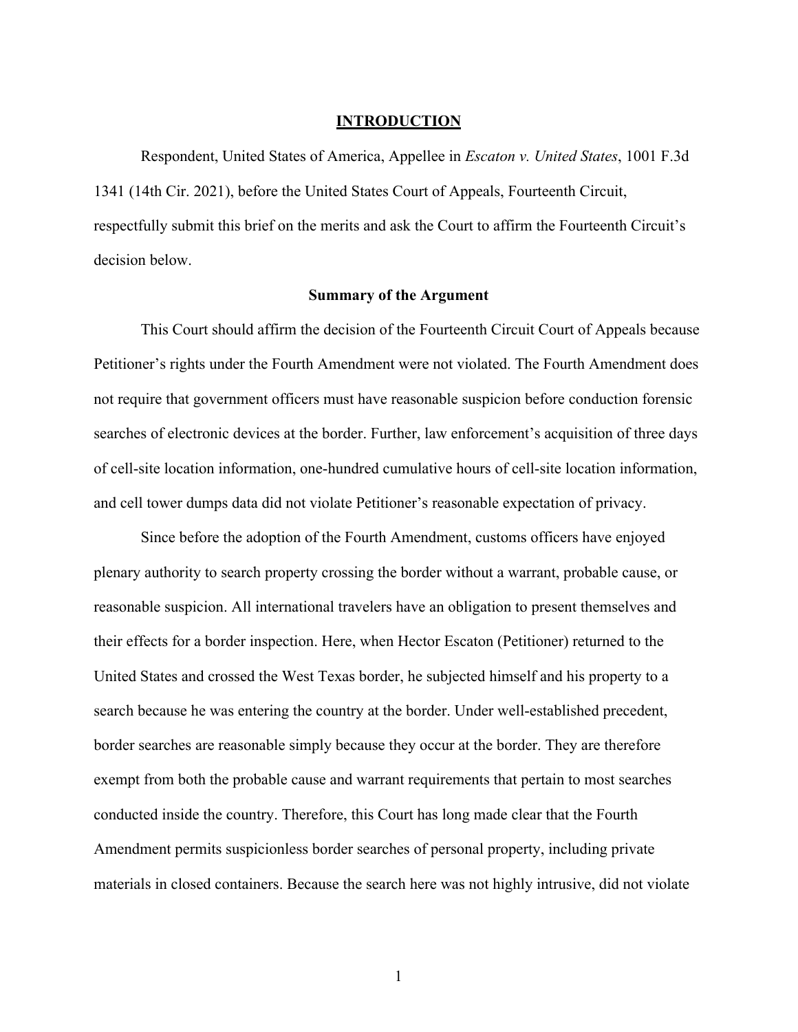# INTRODUCTION

Respondent, United States of America, Appellee in *Escaton v. United States*, 1001 F.3d 1341 (14th Cir. 2021), before the United States Court of Appeals, Fourteenth Circuit, respectfully submit this brief on the merits and ask the Court to affirm the Fourteenth Circuit's decision below.

## Summary of the Argument

This Court should affirm the decision of the Fourteenth Circuit Court of Appeals because Petitioner's rights under the Fourth Amendment were not violated. The Fourth Amendment does not require that government officers must have reasonable suspicion before conduction forensic searches of electronic devices at the border. Further, law enforcement's acquisition of three days of cell-site location information, one-hundred cumulative hours of cell-site location information, and cell tower dumps data did not violate Petitioner's reasonable expectation of privacy.

Since before the adoption of the Fourth Amendment, customs officers have enjoyed plenary authority to search property crossing the border without a warrant, probable cause, or reasonable suspicion. All international travelers have an obligation to present themselves and their effects for a border inspection. Here, when Hector Escaton (Petitioner) returned to the United States and crossed the West Texas border, he subjected himself and his property to a search because he was entering the country at the border. Under well-established precedent, border searches are reasonable simply because they occur at the border. They are therefore exempt from both the probable cause and warrant requirements that pertain to most searches conducted inside the country. Therefore, this Court has long made clear that the Fourth Amendment permits suspicionless border searches of personal property, including private materials in closed containers. Because the search here was not highly intrusive, did not violate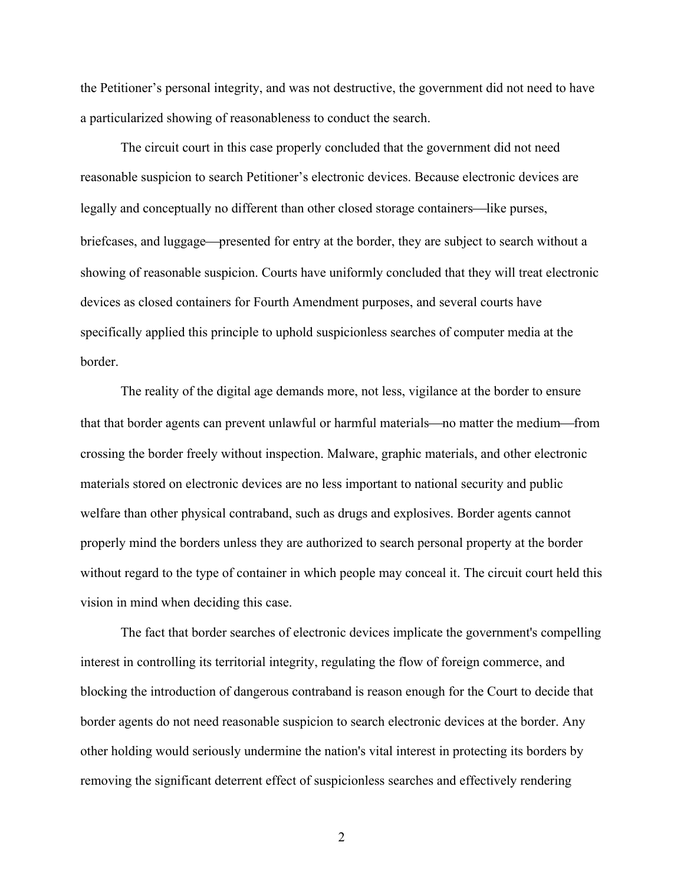the Petitioner's personal integrity, and was not destructive, the government did not need to have a particularized showing of reasonableness to conduct the search.

The circuit court in this case properly concluded that the government did not need reasonable suspicion to search Petitioner's electronic devices. Because electronic devices are legally and conceptually no different than other closed storage containers—like purses, briefcases, and luggage—presented for entry at the border, they are subject to search without a showing of reasonable suspicion. Courts have uniformly concluded that they will treat electronic devices as closed containers for Fourth Amendment purposes, and several courts have specifically applied this principle to uphold suspicionless searches of computer media at the border.

The reality of the digital age demands more, not less, vigilance at the border to ensure that that border agents can prevent unlawful or harmful materials—no matter the medium—from crossing the border freely without inspection. Malware, graphic materials, and other electronic materials stored on electronic devices are no less important to national security and public welfare than other physical contraband, such as drugs and explosives. Border agents cannot properly mind the borders unless they are authorized to search personal property at the border without regard to the type of container in which people may conceal it. The circuit court held this vision in mind when deciding this case.

The fact that border searches of electronic devices implicate the government's compelling interest in controlling its territorial integrity, regulating the flow of foreign commerce, and blocking the introduction of dangerous contraband is reason enough for the Court to decide that border agents do not need reasonable suspicion to search electronic devices at the border. Any other holding would seriously undermine the nation's vital interest in protecting its borders by removing the significant deterrent effect of suspicionless searches and effectively rendering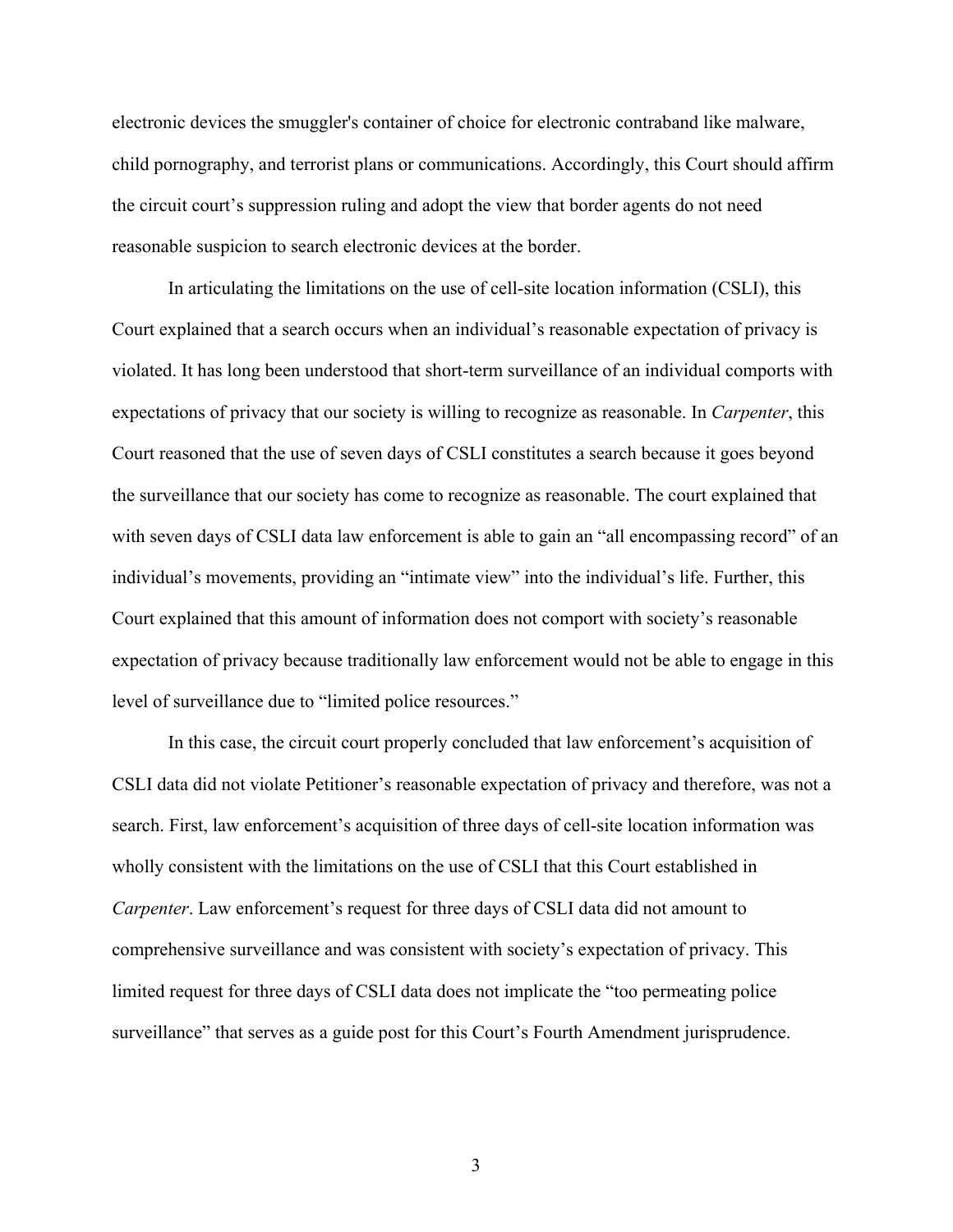electronic devices the smuggler's container of choice for electronic contraband like malware, child pornography, and terrorist plans or communications. Accordingly, this Court should affirm the circuit court's suppression ruling and adopt the view that border agents do not need reasonable suspicion to search electronic devices at the border.

In articulating the limitations on the use of cell-site location information (CSLI), this Court explained that a search occurs when an individual's reasonable expectation of privacy is violated. It has long been understood that short-term surveillance of an individual comports with expectations of privacy that our society is willing to recognize as reasonable. In *Carpenter*, this Court reasoned that the use of seven days of CSLI constitutes a search because it goes beyond the surveillance that our society has come to recognize as reasonable. The court explained that with seven days of CSLI data law enforcement is able to gain an "all encompassing record" of an individual's movements, providing an "intimate view" into the individual's life. Further, this Court explained that this amount of information does not comport with society's reasonable expectation of privacy because traditionally law enforcement would not be able to engage in this level of surveillance due to "limited police resources."

In this case, the circuit court properly concluded that law enforcement's acquisition of CSLI data did not violate Petitioner's reasonable expectation of privacy and therefore, was not a search. First, law enforcement's acquisition of three days of cell-site location information was wholly consistent with the limitations on the use of CSLI that this Court established in *Carpenter*. Law enforcement's request for three days of CSLI data did not amount to comprehensive surveillance and was consistent with society's expectation of privacy. This limited request for three days of CSLI data does not implicate the "too permeating police surveillance" that serves as a guide post for this Court's Fourth Amendment jurisprudence.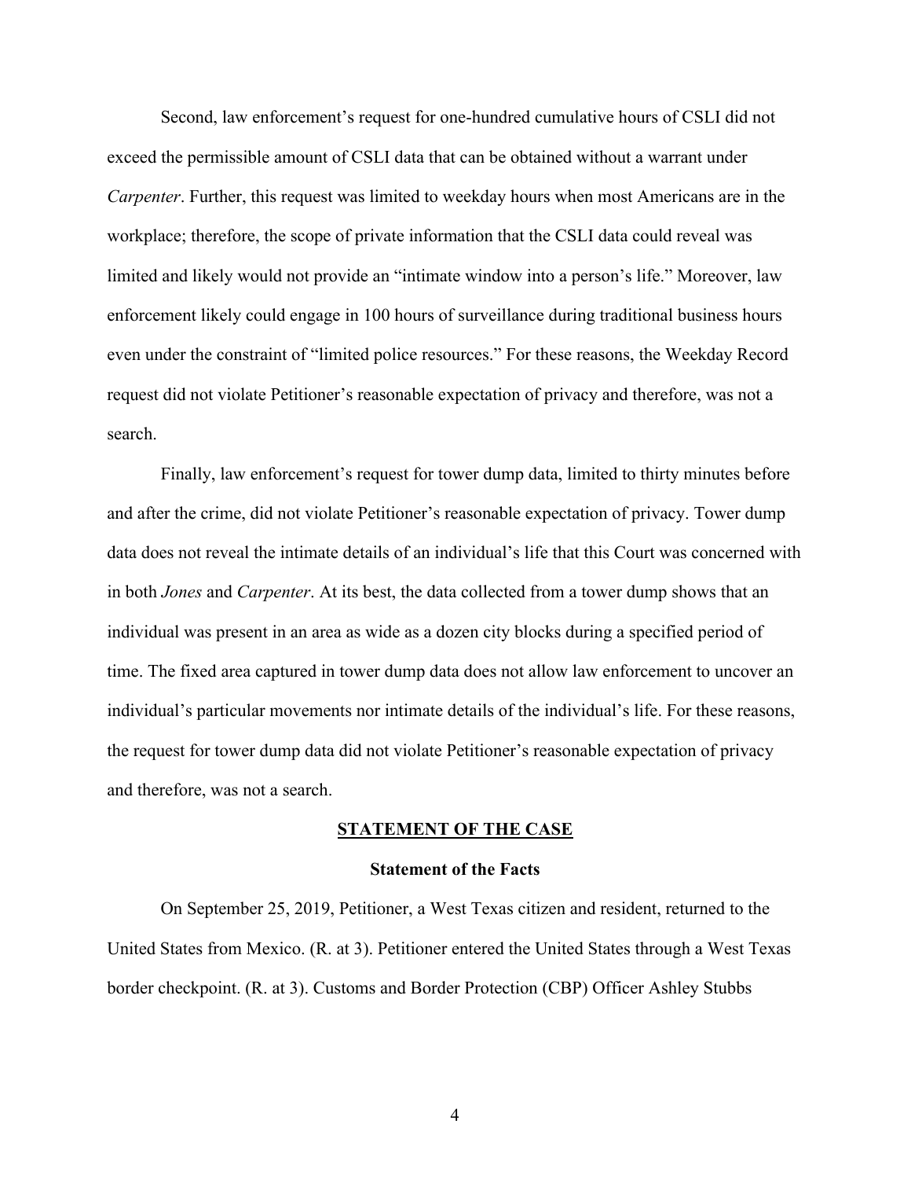Second, law enforcement's request for one-hundred cumulative hours of CSLI did not exceed the permissible amount of CSLI data that can be obtained without a warrant under *Carpenter*. Further, this request was limited to weekday hours when most Americans are in the workplace; therefore, the scope of private information that the CSLI data could reveal was limited and likely would not provide an "intimate window into a person's life." Moreover, law enforcement likely could engage in 100 hours of surveillance during traditional business hours even under the constraint of "limited police resources." For these reasons, the Weekday Record request did not violate Petitioner's reasonable expectation of privacy and therefore, was not a search.

Finally, law enforcement's request for tower dump data, limited to thirty minutes before and after the crime, did not violate Petitioner's reasonable expectation of privacy. Tower dump data does not reveal the intimate details of an individual's life that this Court was concerned with in both *Jones* and *Carpenter*. At its best, the data collected from a tower dump shows that an individual was present in an area as wide as a dozen city blocks during a specified period of time. The fixed area captured in tower dump data does not allow law enforcement to uncover an individual's particular movements nor intimate details of the individual's life. For these reasons, the request for tower dump data did not violate Petitioner's reasonable expectation of privacy and therefore, was not a search.

## STATEMENT OF THE CASE

### Statement of the Facts

On September 25, 2019, Petitioner, a West Texas citizen and resident, returned to the United States from Mexico. (R. at 3). Petitioner entered the United States through a West Texas border checkpoint. (R. at 3). Customs and Border Protection (CBP) Officer Ashley Stubbs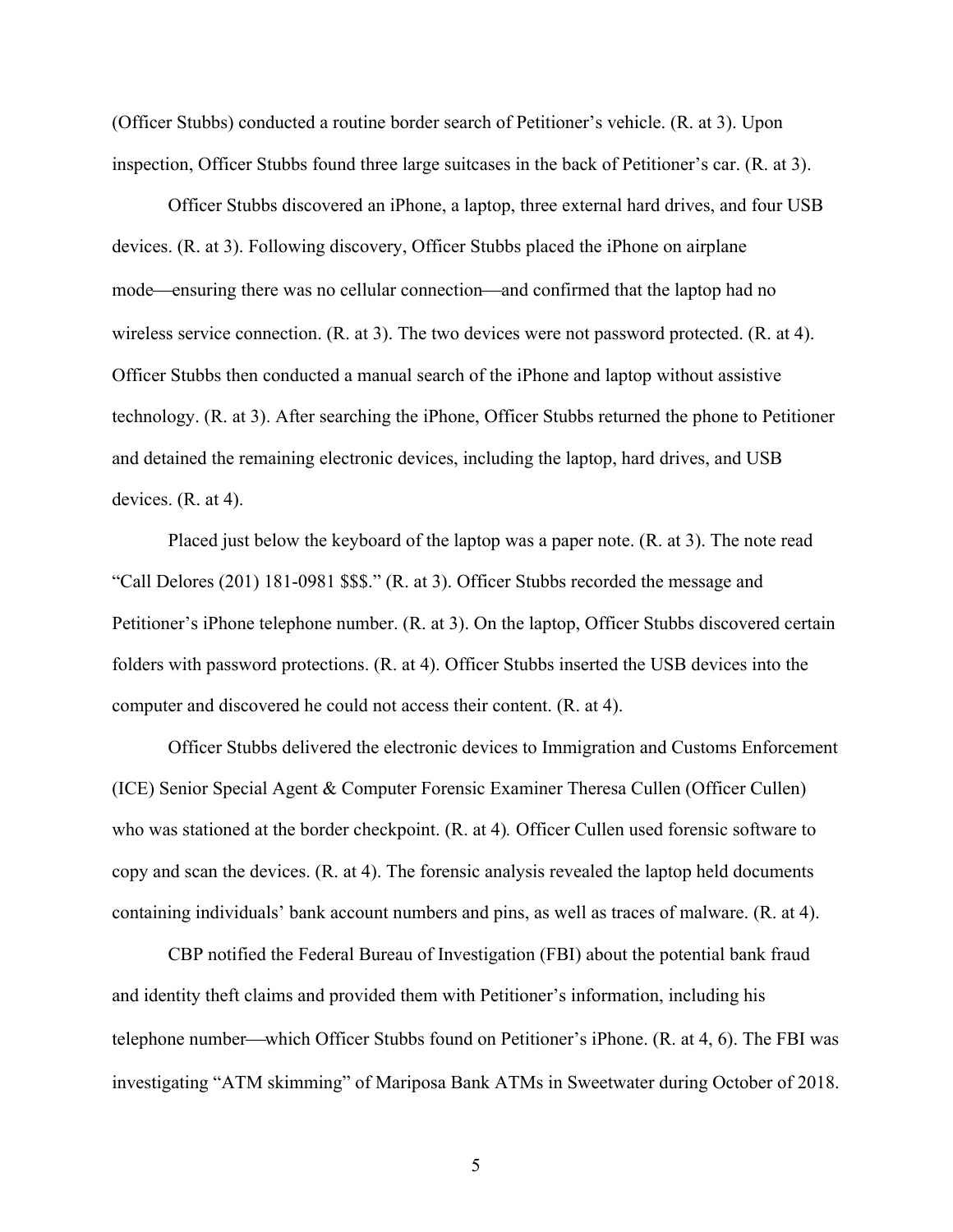(Officer Stubbs) conducted a routine border search of Petitioner's vehicle. (R. at 3). Upon inspection, Officer Stubbs found three large suitcases in the back of Petitioner's car. (R. at 3).

Officer Stubbs discovered an iPhone, a laptop, three external hard drives, and four USB devices. (R. at 3). Following discovery, Officer Stubbs placed the iPhone on airplane mode—ensuring there was no cellular connection—and confirmed that the laptop had no wireless service connection. (R. at 3). The two devices were not password protected. (R. at 4). Officer Stubbs then conducted a manual search of the iPhone and laptop without assistive technology. (R. at 3). After searching the iPhone, Officer Stubbs returned the phone to Petitioner and detained the remaining electronic devices, including the laptop, hard drives, and USB devices. (R. at 4).

Placed just below the keyboard of the laptop was a paper note. (R. at 3). The note read "Call Delores (201) 181-0981 $$$." (R. at 3). Officer Stubbs recorded the message and Petitioner's iPhone telephone number. (R. at 3). On the laptop, Officer Stubbs discovered certain folders with password protections. (R. at 4). Officer Stubbs inserted the USB devices into the computer and discovered he could not access their content. (R. at 4).

Officer Stubbs delivered the electronic devices to Immigration and Customs Enforcement (ICE) Senior Special Agent & Computer Forensic Examiner Theresa Cullen (Officer Cullen) who was stationed at the border checkpoint. (R. at 4)*.* Officer Cullen used forensic software to copy and scan the devices. (R. at 4). The forensic analysis revealed the laptop held documents containing individuals' bank account numbers and pins, as well as traces of malware. (R. at 4).

CBP notified the Federal Bureau of Investigation (FBI) about the potential bank fraud and identity theft claims and provided them with Petitioner's information, including his telephone number—which Officer Stubbs found on Petitioner's iPhone. (R. at 4, 6). The FBI was investigating "ATM skimming" of Mariposa Bank ATMs in Sweetwater during October of 2018.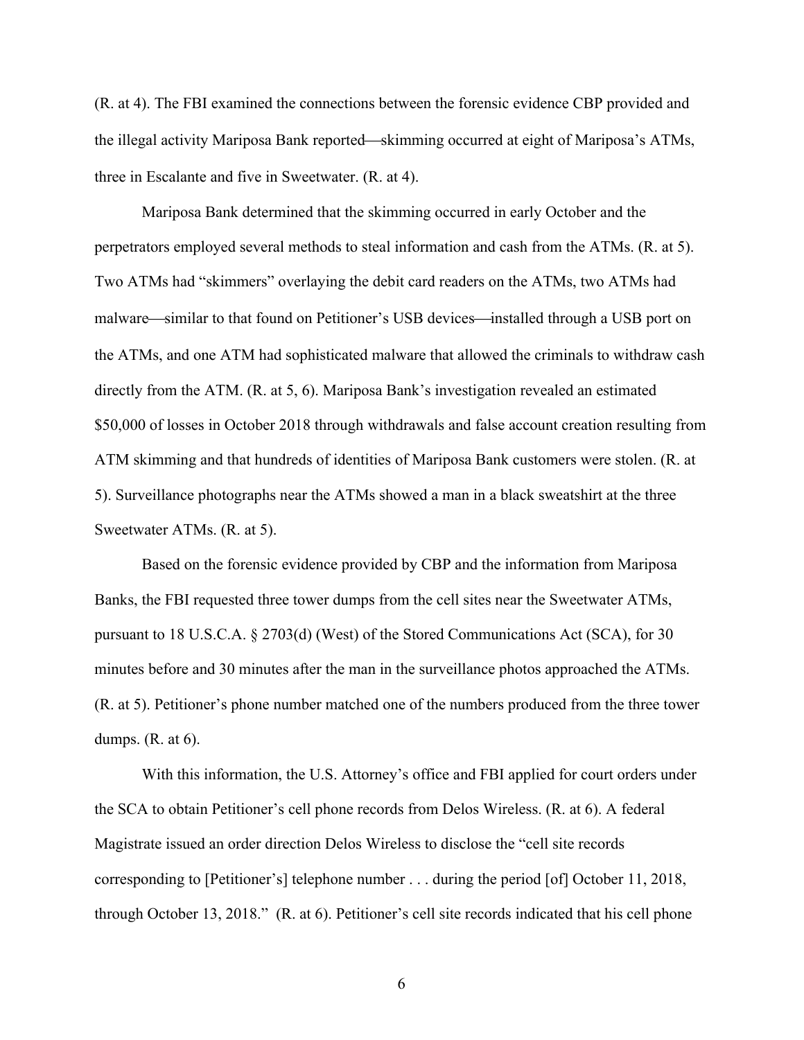(R. at 4). The FBI examined the connections between the forensic evidence CBP provided and the illegal activity Mariposa Bank reported—skimming occurred at eight of Mariposa's ATMs, three in Escalante and five in Sweetwater. (R. at 4).

Mariposa Bank determined that the skimming occurred in early October and the perpetrators employed several methods to steal information and cash from the ATMs. (R. at 5). Two ATMs had "skimmers" overlaying the debit card readers on the ATMs, two ATMs had malware—similar to that found on Petitioner's USB devices—installed through a USB port on the ATMs, and one ATM had sophisticated malware that allowed the criminals to withdraw cash directly from the ATM. (R. at 5, 6). Mariposa Bank's investigation revealed an estimated $50,000 of losses in October 2018 through withdrawals and false account creation resulting from ATM skimming and that hundreds of identities of Mariposa Bank customers were stolen. (R. at 5). Surveillance photographs near the ATMs showed a man in a black sweatshirt at the three Sweetwater ATMs. (R. at 5).

Based on the forensic evidence provided by CBP and the information from Mariposa Banks, the FBI requested three tower dumps from the cell sites near the Sweetwater ATMs, pursuant to 18 U.S.C.A. § 2703(d) (West) of the Stored Communications Act (SCA), for 30 minutes before and 30 minutes after the man in the surveillance photos approached the ATMs. (R. at 5). Petitioner's phone number matched one of the numbers produced from the three tower dumps. (R. at 6).

With this information, the U.S. Attorney's office and FBI applied for court orders under the SCA to obtain Petitioner's cell phone records from Delos Wireless. (R. at 6). A federal Magistrate issued an order direction Delos Wireless to disclose the "cell site records corresponding to [Petitioner's] telephone number . . . during the period [of] October 11, 2018, through October 13, 2018." (R. at 6). Petitioner's cell site records indicated that his cell phone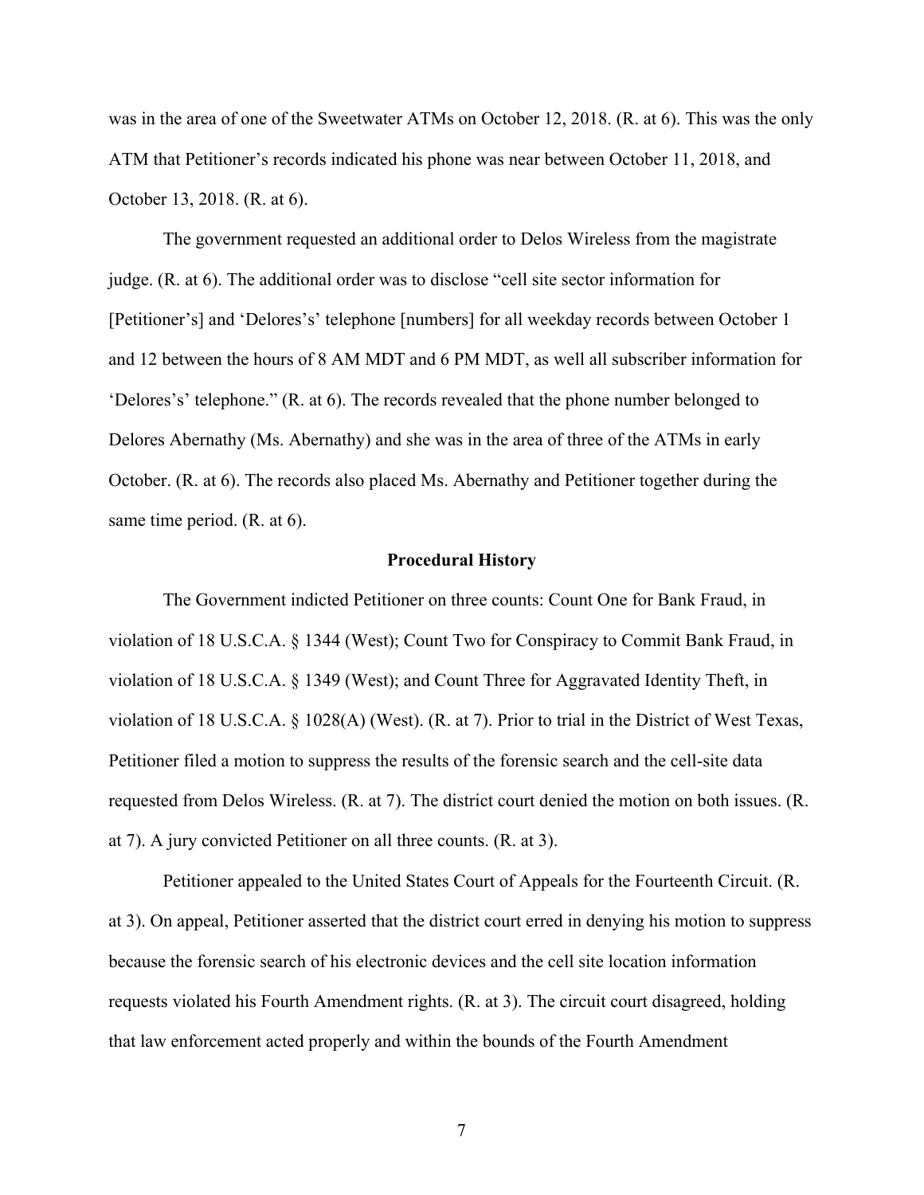was in the area of one of the Sweetwater ATMs on October 12, 2018. (R. at 6). This was the only ATM that Petitioner's records indicated his phone was near between October 11, 2018, and October 13, 2018. (R. at 6).

The government requested an additional order to Delos Wireless from the magistrate judge. (R. at 6). The additional order was to disclose "cell site sector information for [Petitioner's] and 'Delores's' telephone [numbers] for all weekday records between October 1 and 12 between the hours of 8 AM MDT and 6 PM MDT, as well all subscriber information for 'Delores's' telephone." (R. at 6). The records revealed that the phone number belonged to Delores Abernathy (Ms. Abernathy) and she was in the area of three of the ATMs in early October. (R. at 6). The records also placed Ms. Abernathy and Petitioner together during the same time period. (R. at 6).

**Procedural History**

The Government indicted Petitioner on three counts: Count One for Bank Fraud, in violation of 18 U.S.C.A. § 1344 (West); Count Two for Conspiracy to Commit Bank Fraud, in violation of 18 U.S.C.A. § 1349 (West); and Count Three for Aggravated Identity Theft, in violation of 18 U.S.C.A. § 1028(A) (West). (R. at 7). Prior to trial in the District of West Texas, Petitioner filed a motion to suppress the results of the forensic search and the cell-site data requested from Delos Wireless. (R. at 7). The district court denied the motion on both issues. (R. at 7). A jury convicted Petitioner on all three counts. (R. at 3).

Petitioner appealed to the United States Court of Appeals for the Fourteenth Circuit. (R. at 3). On appeal, Petitioner asserted that the district court erred in denying his motion to suppress because the forensic search of his electronic devices and the cell site location information requests violated his Fourth Amendment rights. (R. at 3). The circuit court disagreed, holding that law enforcement acted properly and within the bounds of the Fourth Amendment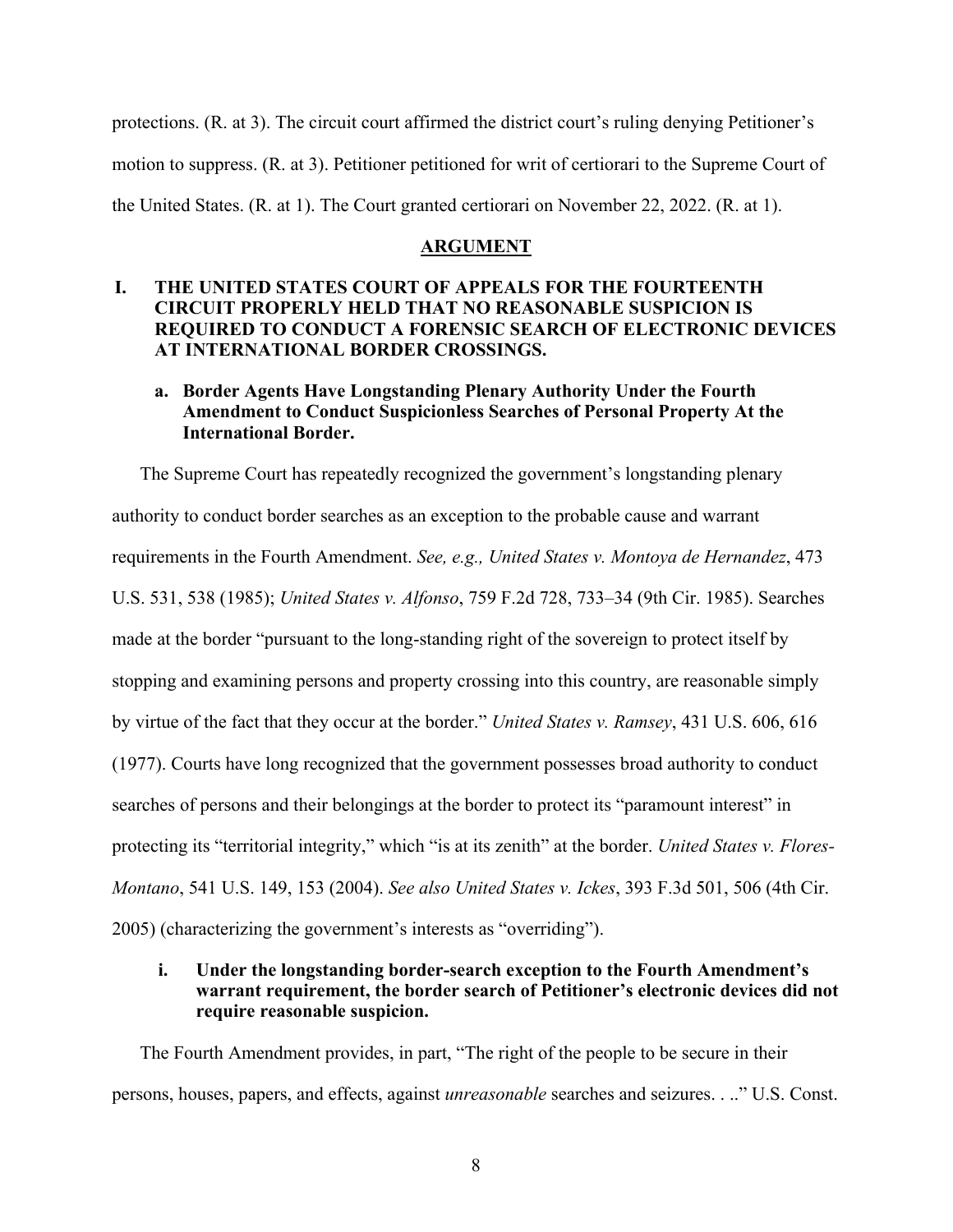protections. (R. at 3). The circuit court affirmed the district court's ruling denying Petitioner's motion to suppress. (R. at 3). Petitioner petitioned for writ of certiorari to the Supreme Court of the United States. (R. at 1). The Court granted certiorari on November 22, 2022. (R. at 1).

## ARGUMENT

### I. THE UNITED STATES COURT OF APPEALS FOR THE FOURTEENTH CIRCUIT PROPERLY HELD THAT NO REASONABLE SUSPICION IS REQUIRED TO CONDUCT A FORENSIC SEARCH OF ELECTRONIC DEVICES AT INTERNATIONAL BORDER CROSSINGS.

#### a. Border Agents Have Longstanding Plenary Authority Under the Fourth Amendment to Conduct Suspicionless Searches of Personal Property At the International Border.

The Supreme Court has repeatedly recognized the government's longstanding plenary authority to conduct border searches as an exception to the probable cause and warrant requirements in the Fourth Amendment. *See, e.g., United States v. Montoya de Hernandez*, 473 U.S. 531, 538 (1985); *United States v. Alfonso*, 759 F.2d 728, 733–34 (9th Cir. 1985). Searches made at the border "pursuant to the long-standing right of the sovereign to protect itself by stopping and examining persons and property crossing into this country, are reasonable simply by virtue of the fact that they occur at the border." *United States v. Ramsey*, 431 U.S. 606, 616 (1977). Courts have long recognized that the government possesses broad authority to conduct searches of persons and their belongings at the border to protect its "paramount interest" in protecting its "territorial integrity," which "is at its zenith" at the border. *United States v. Flores-Montano*, 541 U.S. 149, 153 (2004). *See also United States v. Ickes*, 393 F.3d 501, 506 (4th Cir. 2005) (characterizing the government's interests as "overriding").

##### i. Under the longstanding border-search exception to the Fourth Amendment's warrant requirement, the border search of Petitioner's electronic devices did not require reasonable suspicion.

The Fourth Amendment provides, in part, "The right of the people to be secure in their persons, houses, papers, and effects, against *unreasonable* searches and seizures. . .." U.S. Const.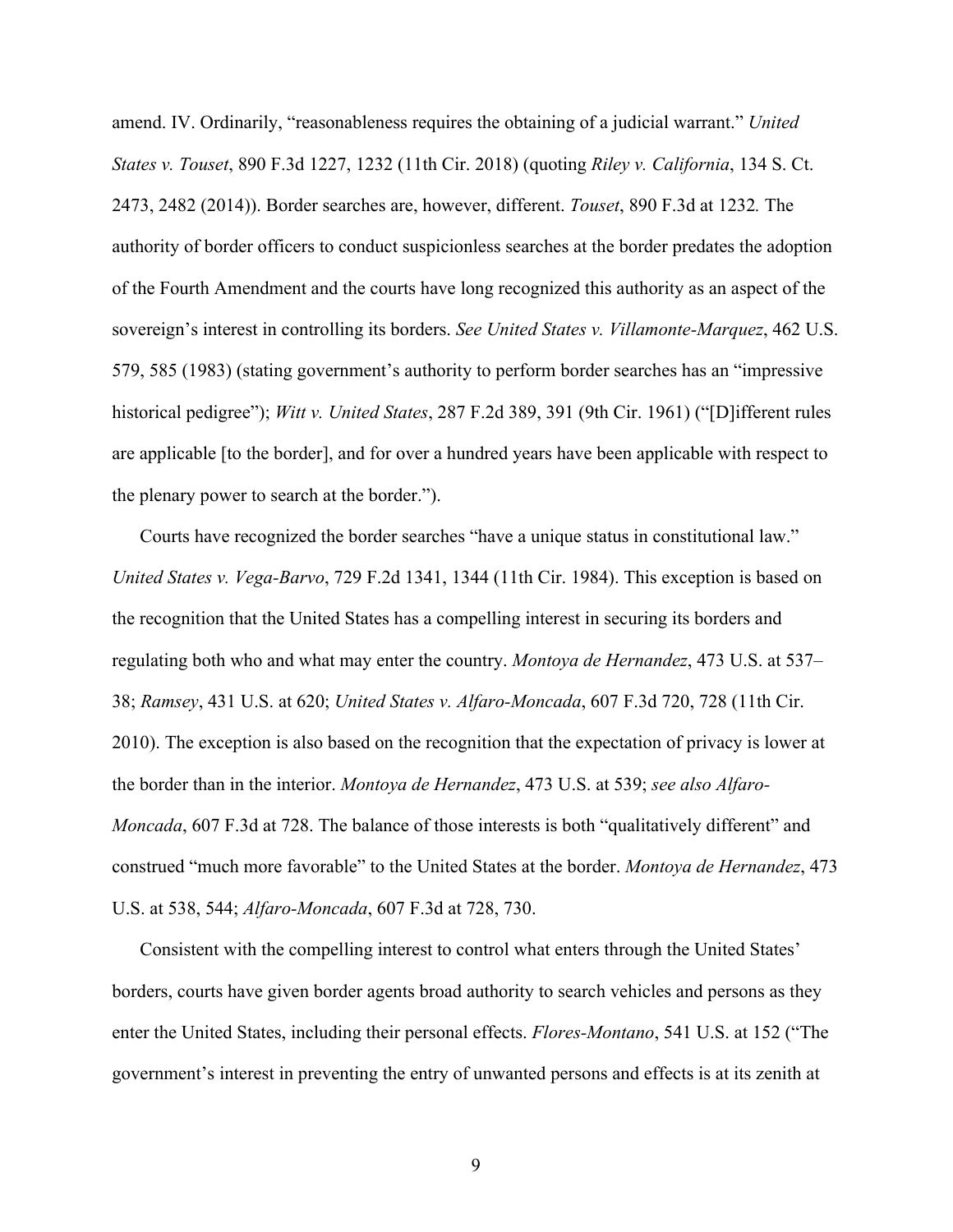amend. IV. Ordinarily, "reasonableness requires the obtaining of a judicial warrant." *United States v. Touset*, 890 F.3d 1227, 1232 (11th Cir. 2018) (quoting *Riley v. California*, 134 S. Ct. 2473, 2482 (2014)). Border searches are, however, different. *Touset*, 890 F.3d at 1232*.* The authority of border officers to conduct suspicionless searches at the border predates the adoption of the Fourth Amendment and the courts have long recognized this authority as an aspect of the sovereign's interest in controlling its borders. *See United States v. Villamonte-Marquez*, 462 U.S. 579, 585 (1983) (stating government's authority to perform border searches has an "impressive historical pedigree"); *Witt v. United States*, 287 F.2d 389, 391 (9th Cir. 1961) ("[D]ifferent rules are applicable [to the border], and for over a hundred years have been applicable with respect to the plenary power to search at the border.").

Courts have recognized the border searches "have a unique status in constitutional law." *United States v. Vega-Barvo*, 729 F.2d 1341, 1344 (11th Cir. 1984). This exception is based on the recognition that the United States has a compelling interest in securing its borders and regulating both who and what may enter the country. *Montoya de Hernandez*, 473 U.S. at 537–38; *Ramsey*, 431 U.S. at 620; *United States v. Alfaro-Moncada*, 607 F.3d 720, 728 (11th Cir. 2010). The exception is also based on the recognition that the expectation of privacy is lower at the border than in the interior. *Montoya de Hernandez*, 473 U.S. at 539; *see also Alfaro-Moncada*, 607 F.3d at 728. The balance of those interests is both "qualitatively different" and construed "much more favorable" to the United States at the border. *Montoya de Hernandez*, 473 U.S. at 538, 544; *Alfaro-Moncada*, 607 F.3d at 728, 730.

Consistent with the compelling interest to control what enters through the United States' borders, courts have given border agents broad authority to search vehicles and persons as they enter the United States, including their personal effects. *Flores-Montano*, 541 U.S. at 152 ("The government's interest in preventing the entry of unwanted persons and effects is at its zenith at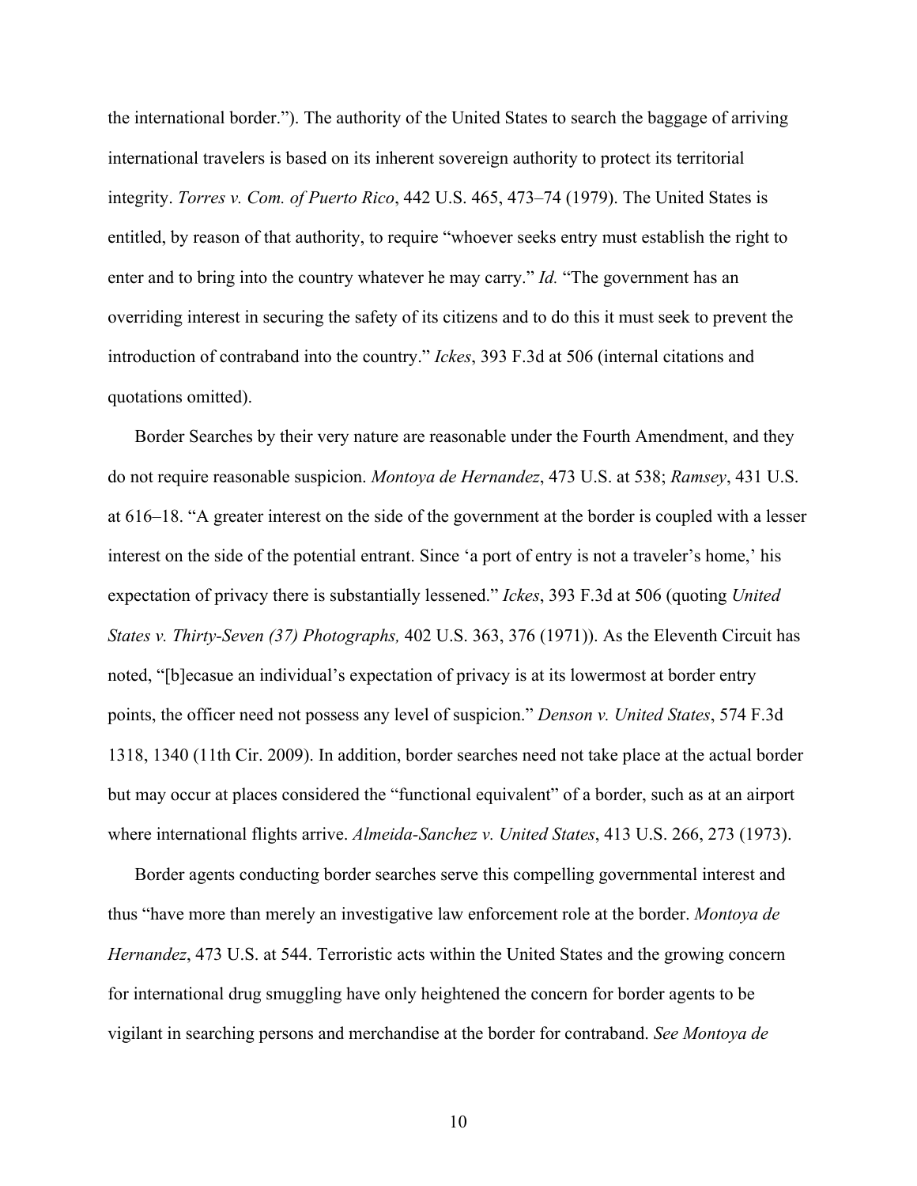the international border."). The authority of the United States to search the baggage of arriving international travelers is based on its inherent sovereign authority to protect its territorial integrity. *Torres v. Com. of Puerto Rico*, 442 U.S. 465, 473–74 (1979). The United States is entitled, by reason of that authority, to require "whoever seeks entry must establish the right to enter and to bring into the country whatever he may carry." *Id.* "The government has an overriding interest in securing the safety of its citizens and to do this it must seek to prevent the introduction of contraband into the country." *Ickes*, 393 F.3d at 506 (internal citations and quotations omitted).

Border Searches by their very nature are reasonable under the Fourth Amendment, and they do not require reasonable suspicion. *Montoya de Hernandez*, 473 U.S. at 538; *Ramsey*, 431 U.S. at 616–18. "A greater interest on the side of the government at the border is coupled with a lesser interest on the side of the potential entrant. Since 'a port of entry is not a traveler's home,' his expectation of privacy there is substantially lessened." *Ickes*, 393 F.3d at 506 (quoting *United States v. Thirty-Seven (37) Photographs,* 402 U.S. 363, 376 (1971)). As the Eleventh Circuit has noted, "[b]ecasue an individual's expectation of privacy is at its lowermost at border entry points, the officer need not possess any level of suspicion." *Denson v. United States*, 574 F.3d 1318, 1340 (11th Cir. 2009). In addition, border searches need not take place at the actual border but may occur at places considered the "functional equivalent" of a border, such as at an airport where international flights arrive. *Almeida-Sanchez v. United States*, 413 U.S. 266, 273 (1973).

Border agents conducting border searches serve this compelling governmental interest and thus "have more than merely an investigative law enforcement role at the border. *Montoya de Hernandez*, 473 U.S. at 544. Terroristic acts within the United States and the growing concern for international drug smuggling have only heightened the concern for border agents to be vigilant in searching persons and merchandise at the border for contraband. *See Montoya de*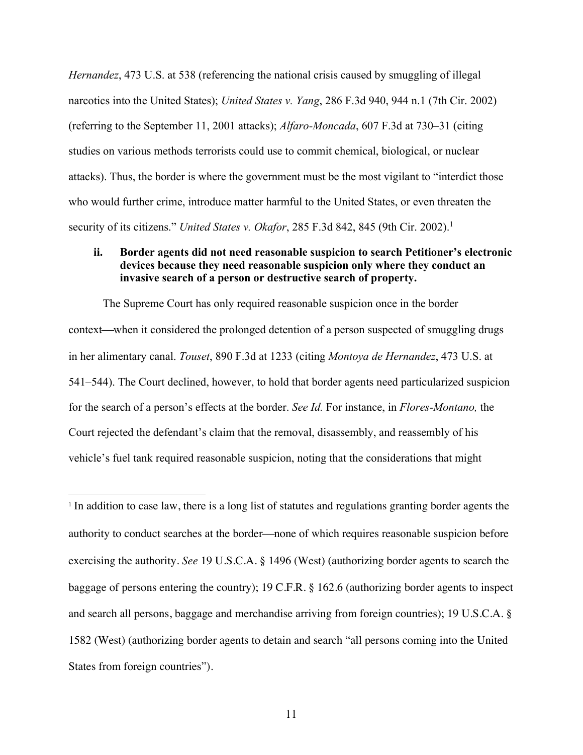*Hernandez*, 473 U.S. at 538 (referencing the national crisis caused by smuggling of illegal narcotics into the United States); *United States v. Yang*, 286 F.3d 940, 944 n.1 (7th Cir. 2002) (referring to the September 11, 2001 attacks); *Alfaro-Moncada*, 607 F.3d at 730–31 (citing studies on various methods terrorists could use to commit chemical, biological, or nuclear attacks). Thus, the border is where the government must be the most vigilant to "interdict those who would further crime, introduce matter harmful to the United States, or even threaten the security of its citizens." *United States v. Okafor*, 285 F.3d 842, 845 (9th Cir. 2002).[1]

**ii. Border agents did not need reasonable suspicion to search Petitioner's electronic devices because they need reasonable suspicion only where they conduct an invasive search of a person or destructive search of property.**

The Supreme Court has only required reasonable suspicion once in the border context—when it considered the prolonged detention of a person suspected of smuggling drugs in her alimentary canal. *Touset*, 890 F.3d at 1233 (citing *Montoya de Hernandez*, 473 U.S. at 541–544). The Court declined, however, to hold that border agents need particularized suspicion for the search of a person's effects at the border. *See Id.* For instance, in *Flores-Montano,* the Court rejected the defendant's claim that the removal, disassembly, and reassembly of his vehicle's fuel tank required reasonable suspicion, noting that the considerations that might

[1] In addition to case law, there is a long list of statutes and regulations granting border agents the authority to conduct searches at the border—none of which requires reasonable suspicion before exercising the authority. *See* 19 U.S.C.A. § 1496 (West) (authorizing border agents to search the baggage of persons entering the country); 19 C.F.R. § 162.6 (authorizing border agents to inspect and search all persons, baggage and merchandise arriving from foreign countries); 19 U.S.C.A. § 1582 (West) (authorizing border agents to detain and search "all persons coming into the United States from foreign countries").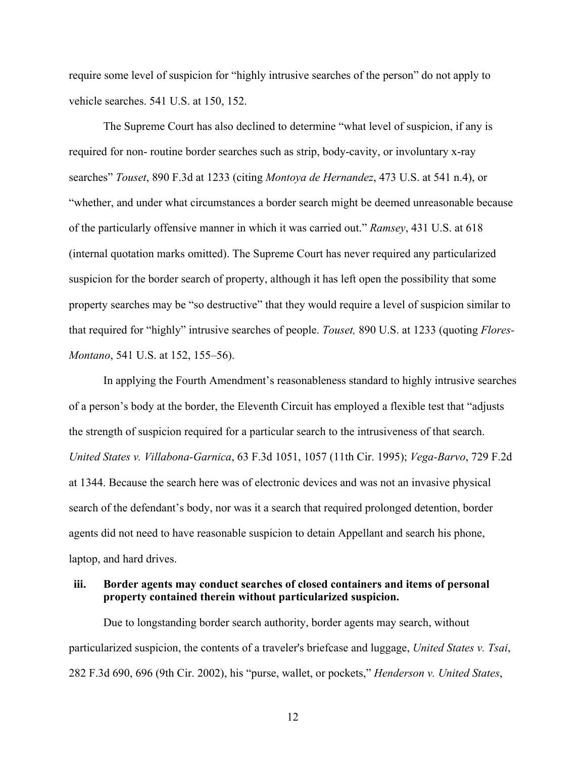require some level of suspicion for "highly intrusive searches of the person" do not apply to vehicle searches. 541 U.S. at 150, 152.

The Supreme Court has also declined to determine "what level of suspicion, if any is required for non- routine border searches such as strip, body-cavity, or involuntary x-ray searches" *Touset*, 890 F.3d at 1233 (citing *Montoya de Hernandez*, 473 U.S. at 541 n.4), or "whether, and under what circumstances a border search might be deemed unreasonable because of the particularly offensive manner in which it was carried out." *Ramsey*, 431 U.S. at 618 (internal quotation marks omitted). The Supreme Court has never required any particularized suspicion for the border search of property, although it has left open the possibility that some property searches may be "so destructive" that they would require a level of suspicion similar to that required for "highly" intrusive searches of people. *Touset,* 890 U.S. at 1233 (quoting *Flores-Montano*, 541 U.S. at 152, 155–56).

In applying the Fourth Amendment's reasonableness standard to highly intrusive searches of a person's body at the border, the Eleventh Circuit has employed a flexible test that "adjusts the strength of suspicion required for a particular search to the intrusiveness of that search. *United States v. Villabona-Garnica*, 63 F.3d 1051, 1057 (11th Cir. 1995); *Vega-Barvo*, 729 F.2d at 1344. Because the search here was of electronic devices and was not an invasive physical search of the defendant's body, nor was it a search that required prolonged detention, border agents did not need to have reasonable suspicion to detain Appellant and search his phone, laptop, and hard drives.

**iii. Border agents may conduct searches of closed containers and items of personal property contained therein without particularized suspicion.**

Due to longstanding border search authority, border agents may search, without particularized suspicion, the contents of a traveler's briefcase and luggage, *United States v. Tsai*, 282 F.3d 690, 696 (9th Cir. 2002), his "purse, wallet, or pockets," *Henderson v. United States*,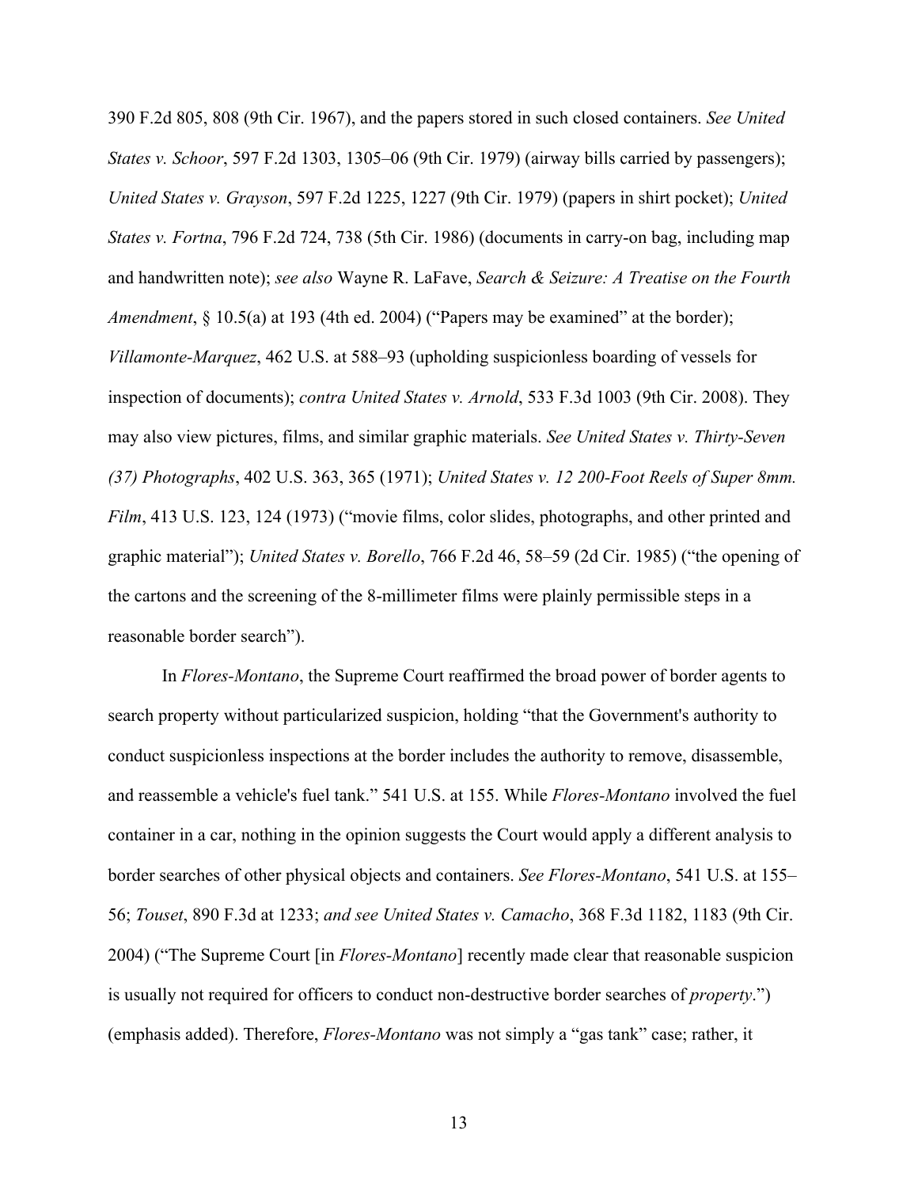390 F.2d 805, 808 (9th Cir. 1967), and the papers stored in such closed containers. *See United States v. Schoor*, 597 F.2d 1303, 1305–06 (9th Cir. 1979) (airway bills carried by passengers); *United States v. Grayson*, 597 F.2d 1225, 1227 (9th Cir. 1979) (papers in shirt pocket); *United States v. Fortna*, 796 F.2d 724, 738 (5th Cir. 1986) (documents in carry-on bag, including map and handwritten note); *see also* Wayne R. LaFave, *Search & Seizure: A Treatise on the Fourth Amendment*, § 10.5(a) at 193 (4th ed. 2004) ("Papers may be examined" at the border); *Villamonte-Marquez*, 462 U.S. at 588–93 (upholding suspicionless boarding of vessels for inspection of documents); *contra United States v. Arnold*, 533 F.3d 1003 (9th Cir. 2008). They may also view pictures, films, and similar graphic materials. *See United States v. Thirty-Seven (37) Photographs*, 402 U.S. 363, 365 (1971); *United States v. 12 200-Foot Reels of Super 8mm. Film*, 413 U.S. 123, 124 (1973) ("movie films, color slides, photographs, and other printed and graphic material"); *United States v. Borello*, 766 F.2d 46, 58–59 (2d Cir. 1985) ("the opening of the cartons and the screening of the 8-millimeter films were plainly permissible steps in a reasonable border search").

In *Flores-Montano*, the Supreme Court reaffirmed the broad power of border agents to search property without particularized suspicion, holding "that the Government's authority to conduct suspicionless inspections at the border includes the authority to remove, disassemble, and reassemble a vehicle's fuel tank." 541 U.S. at 155. While *Flores-Montano* involved the fuel container in a car, nothing in the opinion suggests the Court would apply a different analysis to border searches of other physical objects and containers. *See Flores-Montano*, 541 U.S. at 155–56; *Touset*, 890 F.3d at 1233; *and see United States v. Camacho*, 368 F.3d 1182, 1183 (9th Cir. 2004) ("The Supreme Court [in *Flores-Montano*] recently made clear that reasonable suspicion is usually not required for officers to conduct non-destructive border searches of *property*.") (emphasis added). Therefore, *Flores-Montano* was not simply a "gas tank" case; rather, it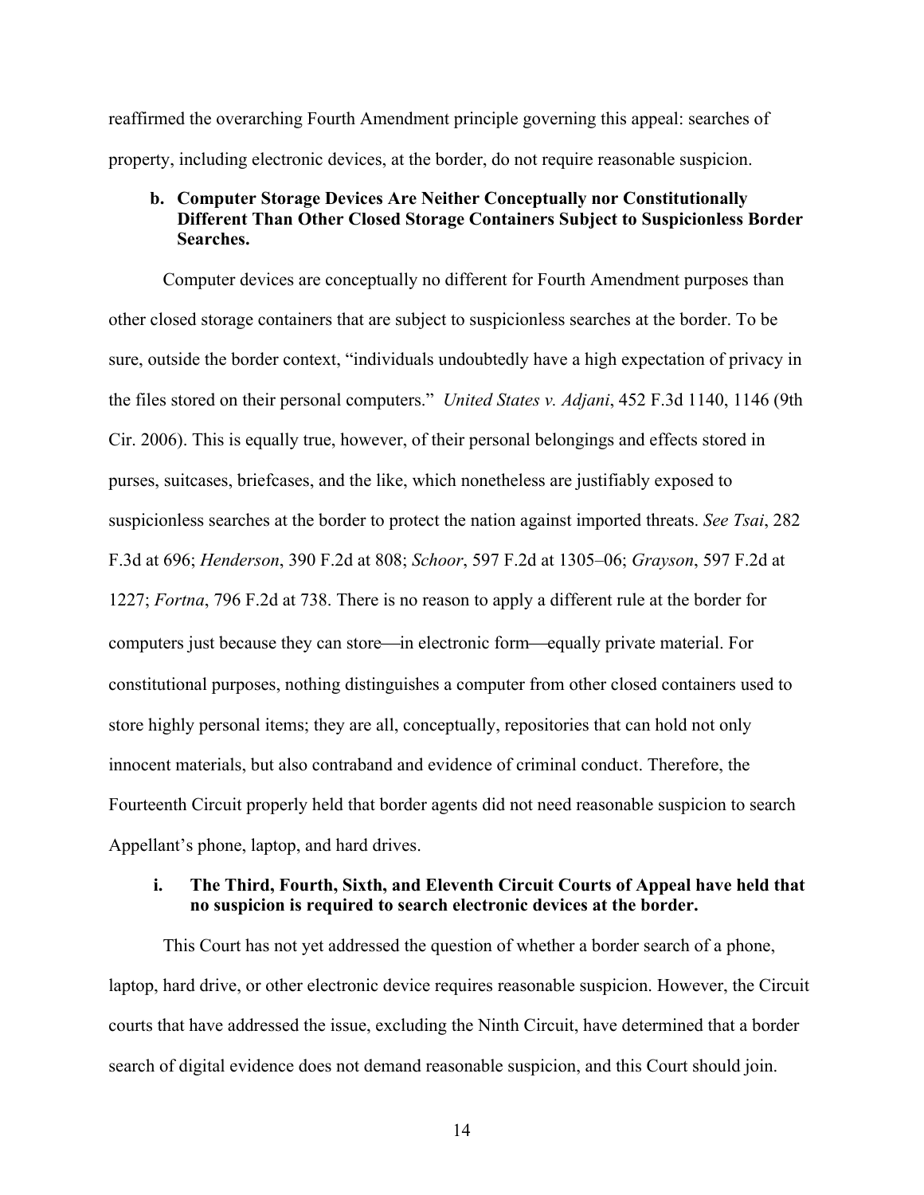reaffirmed the overarching Fourth Amendment principle governing this appeal: searches of property, including electronic devices, at the border, do not require reasonable suspicion.

### b. Computer Storage Devices Are Neither Conceptually nor Constitutionally Different Than Other Closed Storage Containers Subject to Suspicionless Border Searches.

Computer devices are conceptually no different for Fourth Amendment purposes than other closed storage containers that are subject to suspicionless searches at the border. To be sure, outside the border context, "individuals undoubtedly have a high expectation of privacy in the files stored on their personal computers." *United States v. Adjani*, 452 F.3d 1140, 1146 (9th Cir. 2006). This is equally true, however, of their personal belongings and effects stored in purses, suitcases, briefcases, and the like, which nonetheless are justifiably exposed to suspicionless searches at the border to protect the nation against imported threats. *See Tsai*, 282 F.3d at 696; *Henderson*, 390 F.2d at 808; *Schoor*, 597 F.2d at 1305–06; *Grayson*, 597 F.2d at 1227; *Fortna*, 796 F.2d at 738. There is no reason to apply a different rule at the border for computers just because they can store—in electronic form—equally private material. For constitutional purposes, nothing distinguishes a computer from other closed containers used to store highly personal items; they are all, conceptually, repositories that can hold not only innocent materials, but also contraband and evidence of criminal conduct. Therefore, the Fourteenth Circuit properly held that border agents did not need reasonable suspicion to search Appellant's phone, laptop, and hard drives.

#### i. The Third, Fourth, Sixth, and Eleventh Circuit Courts of Appeal have held that no suspicion is required to search electronic devices at the border.

This Court has not yet addressed the question of whether a border search of a phone, laptop, hard drive, or other electronic device requires reasonable suspicion. However, the Circuit courts that have addressed the issue, excluding the Ninth Circuit, have determined that a border search of digital evidence does not demand reasonable suspicion, and this Court should join.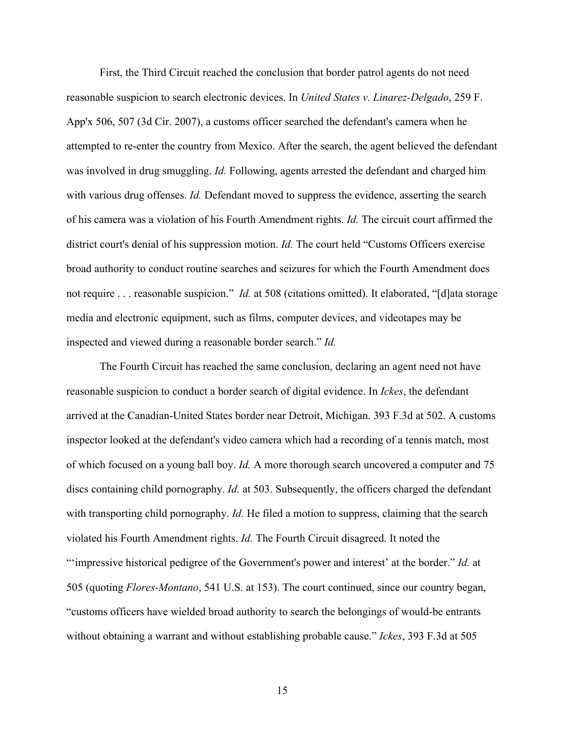First, the Third Circuit reached the conclusion that border patrol agents do not need reasonable suspicion to search electronic devices. In *United States v. Linarez-Delgado*, 259 F. App'x 506, 507 (3d Cir. 2007), a customs officer searched the defendant's camera when he attempted to re-enter the country from Mexico. After the search, the agent believed the defendant was involved in drug smuggling. *Id.* Following, agents arrested the defendant and charged him with various drug offenses. *Id.* Defendant moved to suppress the evidence, asserting the search of his camera was a violation of his Fourth Amendment rights. *Id.* The circuit court affirmed the district court's denial of his suppression motion. *Id.* The court held "Customs Officers exercise broad authority to conduct routine searches and seizures for which the Fourth Amendment does not require . . . reasonable suspicion." *Id.* at 508 (citations omitted). It elaborated, "[d]ata storage media and electronic equipment, such as films, computer devices, and videotapes may be inspected and viewed during a reasonable border search." *Id.*

The Fourth Circuit has reached the same conclusion, declaring an agent need not have reasonable suspicion to conduct a border search of digital evidence. In *Ickes*, the defendant arrived at the Canadian-United States border near Detroit, Michigan. 393 F.3d at 502. A customs inspector looked at the defendant's video camera which had a recording of a tennis match, most of which focused on a young ball boy. *Id.* A more thorough search uncovered a computer and 75 discs containing child pornography. *Id.* at 503. Subsequently, the officers charged the defendant with transporting child pornography. *Id.* He filed a motion to suppress, claiming that the search violated his Fourth Amendment rights. *Id.* The Fourth Circuit disagreed. It noted the "'impressive historical pedigree of the Government's power and interest' at the border." *Id.* at 505 (quoting *Flores-Montano*, 541 U.S. at 153). The court continued, since our country began, "customs officers have wielded broad authority to search the belongings of would-be entrants without obtaining a warrant and without establishing probable cause." *Ickes*, 393 F.3d at 505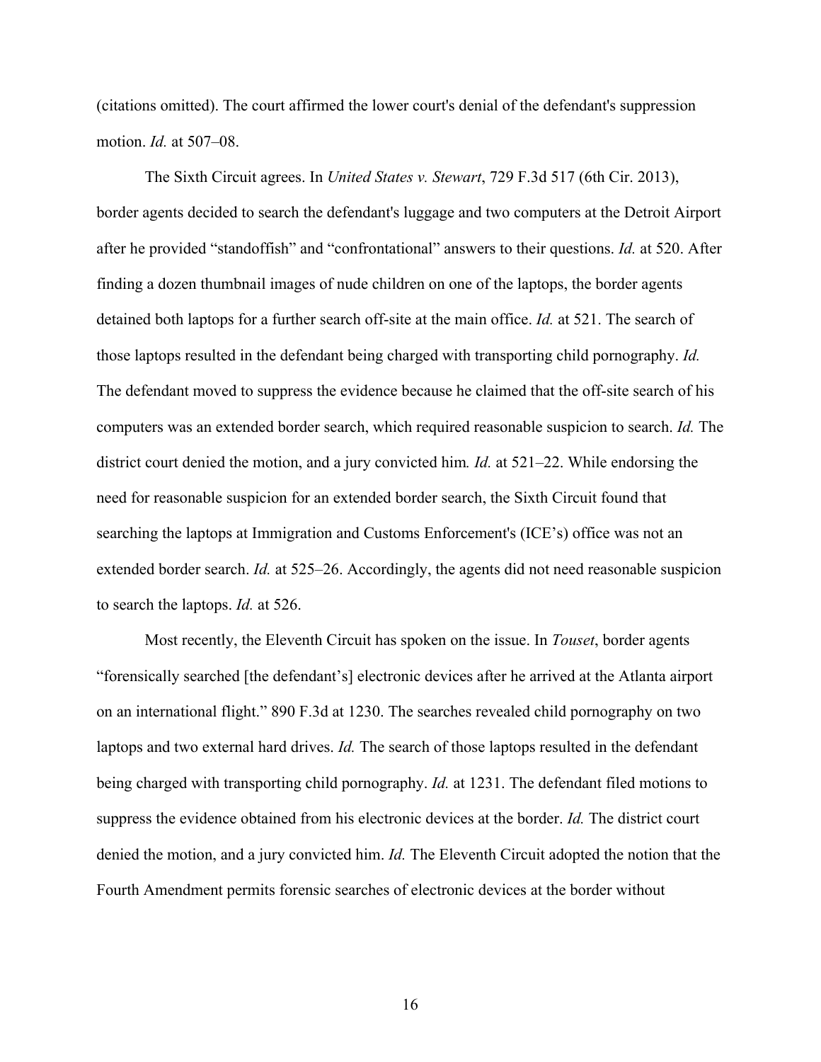(citations omitted). The court affirmed the lower court's denial of the defendant's suppression motion. *Id.* at 507–08.

The Sixth Circuit agrees. In *United States v. Stewart*, 729 F.3d 517 (6th Cir. 2013), border agents decided to search the defendant's luggage and two computers at the Detroit Airport after he provided "standoffish" and "confrontational" answers to their questions. *Id.* at 520. After finding a dozen thumbnail images of nude children on one of the laptops, the border agents detained both laptops for a further search off-site at the main office. *Id.* at 521. The search of those laptops resulted in the defendant being charged with transporting child pornography. *Id.* The defendant moved to suppress the evidence because he claimed that the off-site search of his computers was an extended border search, which required reasonable suspicion to search. *Id.* The district court denied the motion, and a jury convicted him*. Id.* at 521–22. While endorsing the need for reasonable suspicion for an extended border search, the Sixth Circuit found that searching the laptops at Immigration and Customs Enforcement's (ICE's) office was not an extended border search. *Id.* at 525–26. Accordingly, the agents did not need reasonable suspicion to search the laptops. *Id.* at 526.

Most recently, the Eleventh Circuit has spoken on the issue. In *Touset*, border agents "forensically searched [the defendant's] electronic devices after he arrived at the Atlanta airport on an international flight." 890 F.3d at 1230. The searches revealed child pornography on two laptops and two external hard drives. *Id.* The search of those laptops resulted in the defendant being charged with transporting child pornography. *Id.* at 1231. The defendant filed motions to suppress the evidence obtained from his electronic devices at the border. *Id.* The district court denied the motion, and a jury convicted him. *Id.* The Eleventh Circuit adopted the notion that the Fourth Amendment permits forensic searches of electronic devices at the border without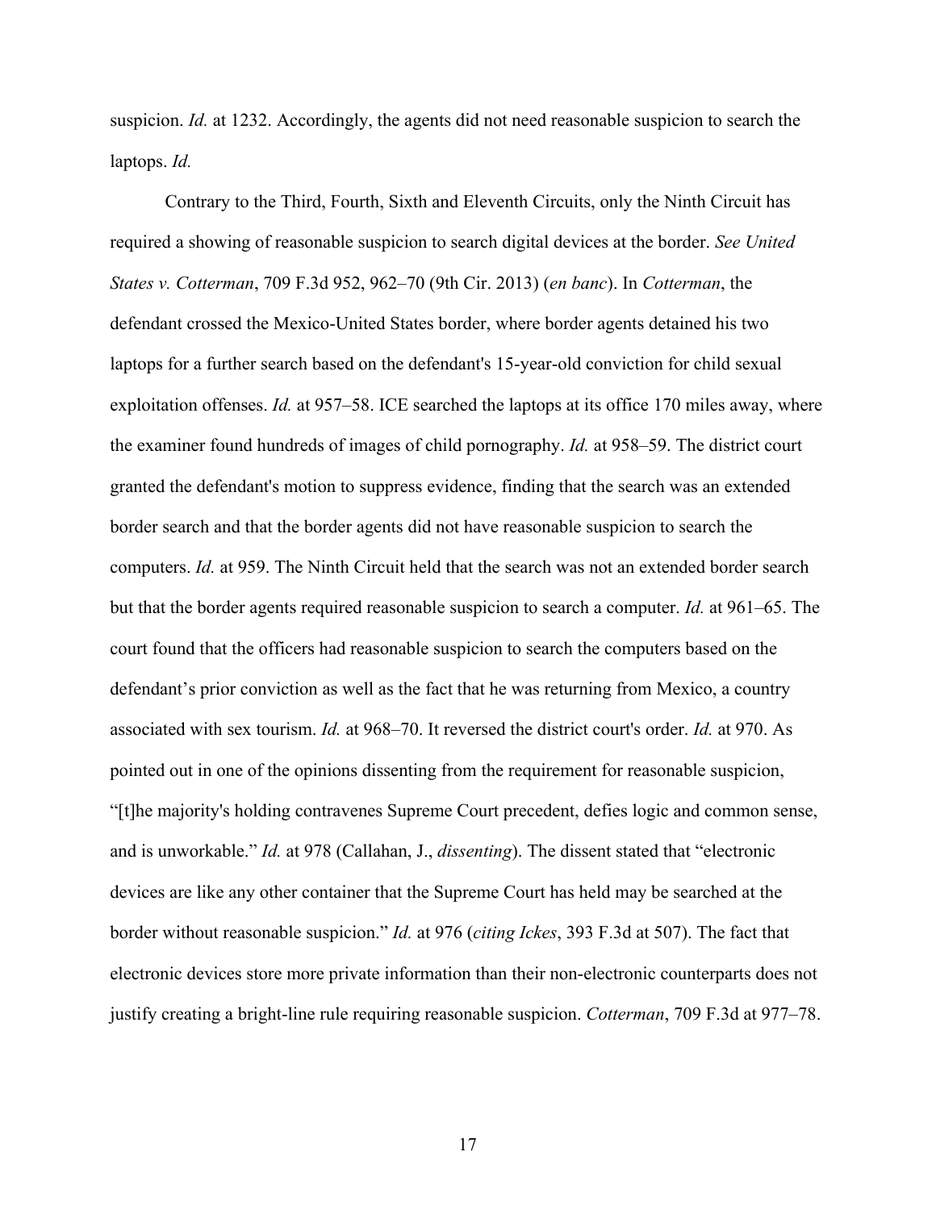suspicion. *Id.* at 1232. Accordingly, the agents did not need reasonable suspicion to search the laptops. *Id.*

Contrary to the Third, Fourth, Sixth and Eleventh Circuits, only the Ninth Circuit has required a showing of reasonable suspicion to search digital devices at the border. *See United States v. Cotterman*, 709 F.3d 952, 962–70 (9th Cir. 2013) (*en banc*). In *Cotterman*, the defendant crossed the Mexico-United States border, where border agents detained his two laptops for a further search based on the defendant's 15-year-old conviction for child sexual exploitation offenses. *Id.* at 957–58. ICE searched the laptops at its office 170 miles away, where the examiner found hundreds of images of child pornography. *Id.* at 958–59. The district court granted the defendant's motion to suppress evidence, finding that the search was an extended border search and that the border agents did not have reasonable suspicion to search the computers. *Id.* at 959. The Ninth Circuit held that the search was not an extended border search but that the border agents required reasonable suspicion to search a computer. *Id.* at 961–65. The court found that the officers had reasonable suspicion to search the computers based on the defendant's prior conviction as well as the fact that he was returning from Mexico, a country associated with sex tourism. *Id.* at 968–70. It reversed the district court's order. *Id.* at 970. As pointed out in one of the opinions dissenting from the requirement for reasonable suspicion, "[t]he majority's holding contravenes Supreme Court precedent, defies logic and common sense, and is unworkable." *Id.* at 978 (Callahan, J., *dissenting*). The dissent stated that "electronic devices are like any other container that the Supreme Court has held may be searched at the border without reasonable suspicion." *Id.* at 976 (*citing Ickes*, 393 F.3d at 507). The fact that electronic devices store more private information than their non-electronic counterparts does not justify creating a bright-line rule requiring reasonable suspicion. *Cotterman*, 709 F.3d at 977–78.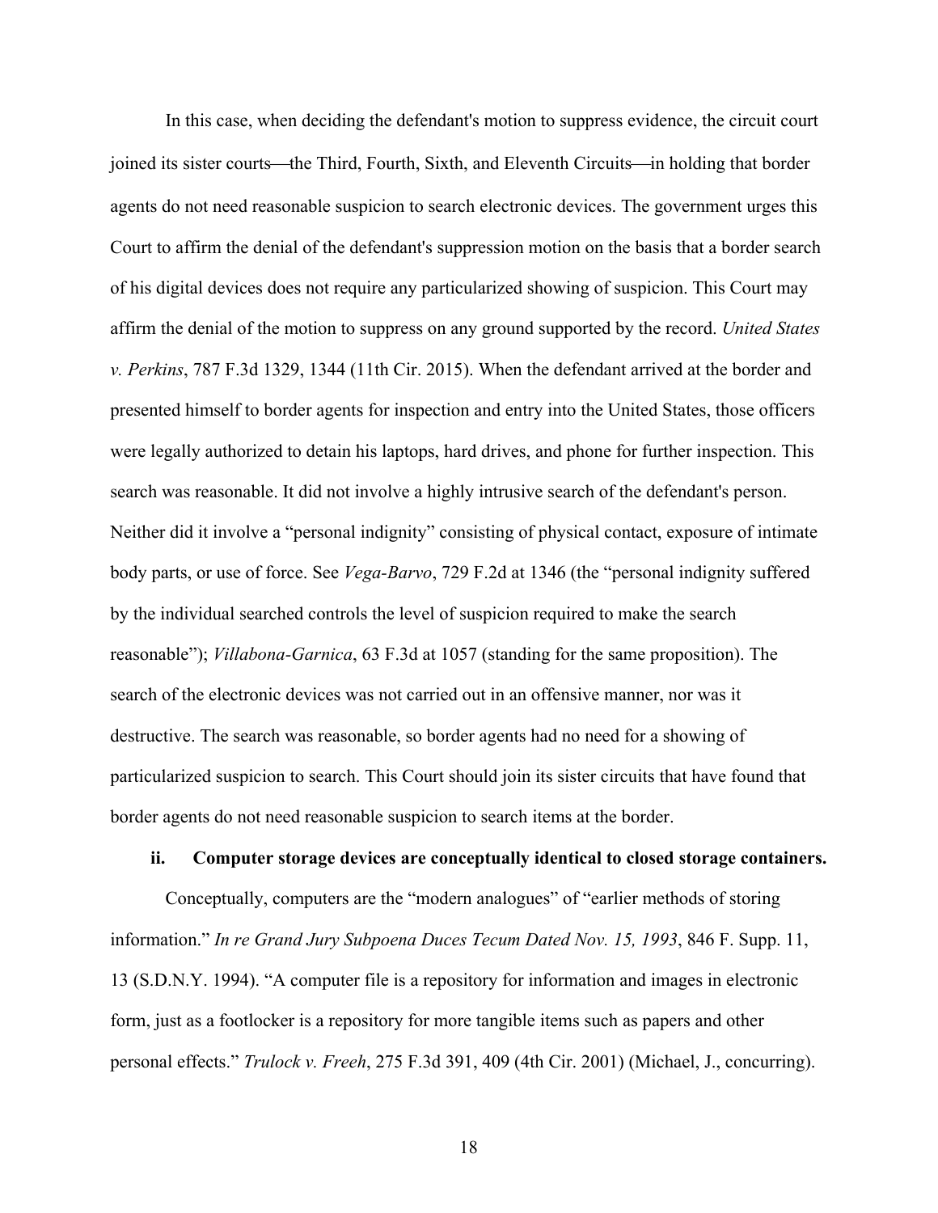In this case, when deciding the defendant's motion to suppress evidence, the circuit court joined its sister courts—the Third, Fourth, Sixth, and Eleventh Circuits—in holding that border agents do not need reasonable suspicion to search electronic devices. The government urges this Court to affirm the denial of the defendant's suppression motion on the basis that a border search of his digital devices does not require any particularized showing of suspicion. This Court may affirm the denial of the motion to suppress on any ground supported by the record. *United States v. Perkins*, 787 F.3d 1329, 1344 (11th Cir. 2015). When the defendant arrived at the border and presented himself to border agents for inspection and entry into the United States, those officers were legally authorized to detain his laptops, hard drives, and phone for further inspection. This search was reasonable. It did not involve a highly intrusive search of the defendant's person. Neither did it involve a "personal indignity" consisting of physical contact, exposure of intimate body parts, or use of force. See *Vega-Barvo*, 729 F.2d at 1346 (the "personal indignity suffered by the individual searched controls the level of suspicion required to make the search reasonable"); *Villabona-Garnica*, 63 F.3d at 1057 (standing for the same proposition). The search of the electronic devices was not carried out in an offensive manner, nor was it destructive. The search was reasonable, so border agents had no need for a showing of particularized suspicion to search. This Court should join its sister circuits that have found that border agents do not need reasonable suspicion to search items at the border.

**ii. Computer storage devices are conceptually identical to closed storage containers.**

Conceptually, computers are the "modern analogues" of "earlier methods of storing information." *In re Grand Jury Subpoena Duces Tecum Dated Nov. 15, 1993*, 846 F. Supp. 11, 13 (S.D.N.Y. 1994). "A computer file is a repository for information and images in electronic form, just as a footlocker is a repository for more tangible items such as papers and other personal effects." *Trulock v. Freeh*, 275 F.3d 391, 409 (4th Cir. 2001) (Michael, J., concurring).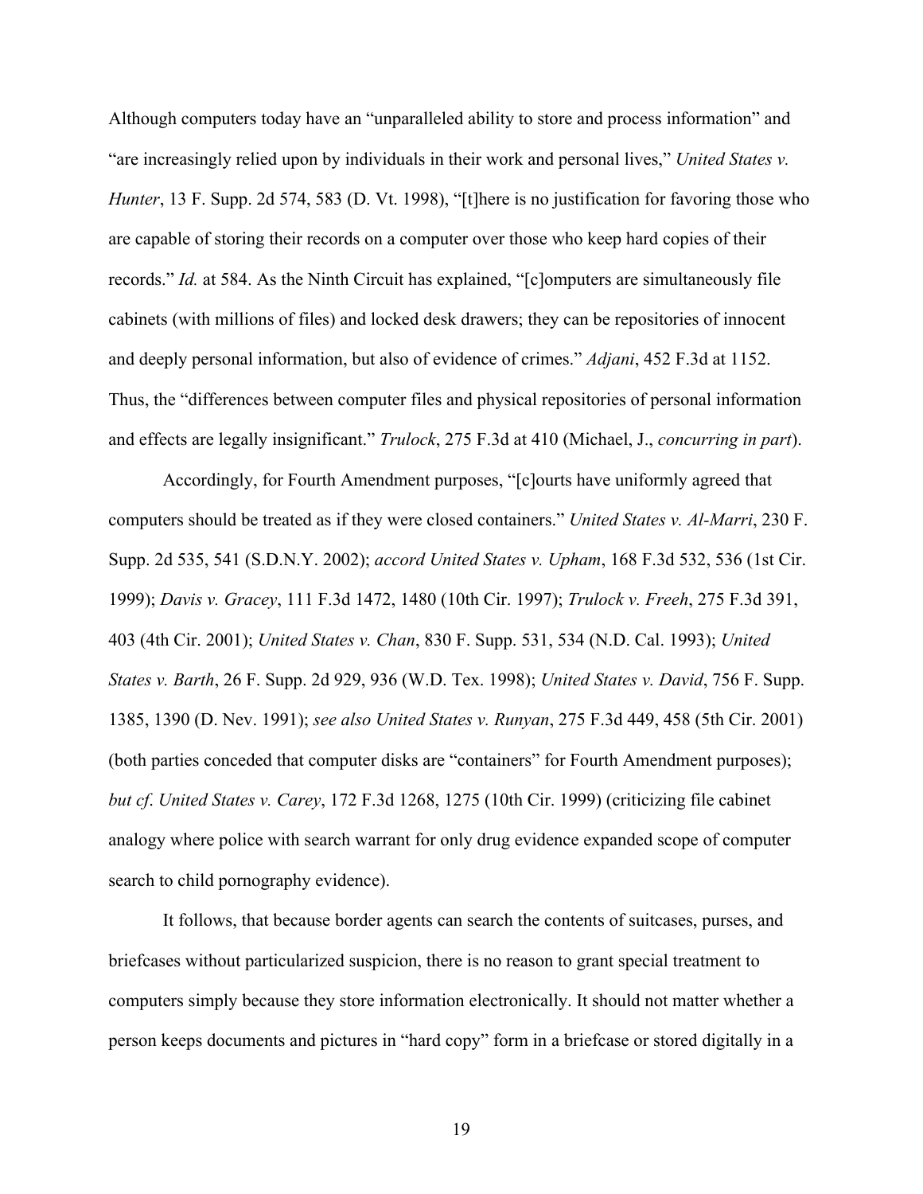Although computers today have an "unparalleled ability to store and process information" and "are increasingly relied upon by individuals in their work and personal lives," *United States v. Hunter*, 13 F. Supp. 2d 574, 583 (D. Vt. 1998), "[t]here is no justification for favoring those who are capable of storing their records on a computer over those who keep hard copies of their records." *Id.* at 584. As the Ninth Circuit has explained, "[c]omputers are simultaneously file cabinets (with millions of files) and locked desk drawers; they can be repositories of innocent and deeply personal information, but also of evidence of crimes." *Adjani*, 452 F.3d at 1152. Thus, the "differences between computer files and physical repositories of personal information and effects are legally insignificant." *Trulock*, 275 F.3d at 410 (Michael, J., *concurring in part*).

Accordingly, for Fourth Amendment purposes, "[c]ourts have uniformly agreed that computers should be treated as if they were closed containers." *United States v. Al-Marri*, 230 F. Supp. 2d 535, 541 (S.D.N.Y. 2002); *accord United States v. Upham*, 168 F.3d 532, 536 (1st Cir. 1999); *Davis v. Gracey*, 111 F.3d 1472, 1480 (10th Cir. 1997); *Trulock v. Freeh*, 275 F.3d 391, 403 (4th Cir. 2001); *United States v. Chan*, 830 F. Supp. 531, 534 (N.D. Cal. 1993); *United States v. Barth*, 26 F. Supp. 2d 929, 936 (W.D. Tex. 1998); *United States v. David*, 756 F. Supp. 1385, 1390 (D. Nev. 1991); *see also United States v. Runyan*, 275 F.3d 449, 458 (5th Cir. 2001) (both parties conceded that computer disks are "containers" for Fourth Amendment purposes); *but cf. United States v. Carey*, 172 F.3d 1268, 1275 (10th Cir. 1999) (criticizing file cabinet analogy where police with search warrant for only drug evidence expanded scope of computer search to child pornography evidence).

It follows, that because border agents can search the contents of suitcases, purses, and briefcases without particularized suspicion, there is no reason to grant special treatment to computers simply because they store information electronically. It should not matter whether a person keeps documents and pictures in "hard copy" form in a briefcase or stored digitally in a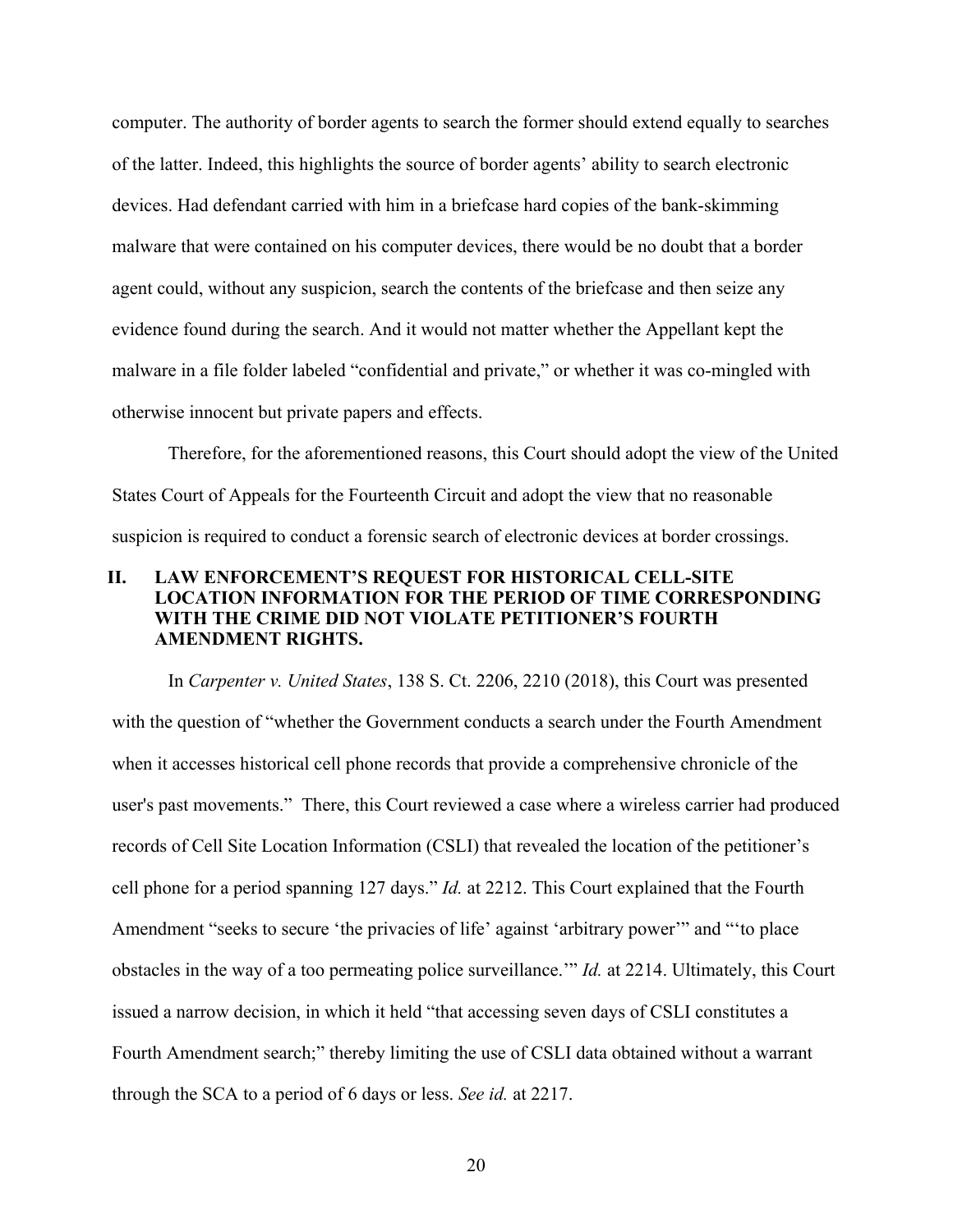computer. The authority of border agents to search the former should extend equally to searches of the latter. Indeed, this highlights the source of border agents' ability to search electronic devices. Had defendant carried with him in a briefcase hard copies of the bank-skimming malware that were contained on his computer devices, there would be no doubt that a border agent could, without any suspicion, search the contents of the briefcase and then seize any evidence found during the search. And it would not matter whether the Appellant kept the malware in a file folder labeled "confidential and private," or whether it was co-mingled with otherwise innocent but private papers and effects.

Therefore, for the aforementioned reasons, this Court should adopt the view of the United States Court of Appeals for the Fourteenth Circuit and adopt the view that no reasonable suspicion is required to conduct a forensic search of electronic devices at border crossings.

## II. LAW ENFORCEMENT'S REQUEST FOR HISTORICAL CELL-SITE LOCATION INFORMATION FOR THE PERIOD OF TIME CORRESPONDING WITH THE CRIME DID NOT VIOLATE PETITIONER'S FOURTH AMENDMENT RIGHTS.

In *Carpenter v. United States*, 138 S. Ct. 2206, 2210 (2018), this Court was presented with the question of "whether the Government conducts a search under the Fourth Amendment when it accesses historical cell phone records that provide a comprehensive chronicle of the user's past movements." There, this Court reviewed a case where a wireless carrier had produced records of Cell Site Location Information (CSLI) that revealed the location of the petitioner's cell phone for a period spanning 127 days." *Id.* at 2212. This Court explained that the Fourth Amendment "seeks to secure 'the privacies of life' against 'arbitrary power'" and "'to place obstacles in the way of a too permeating police surveillance.'" *Id.* at 2214. Ultimately, this Court issued a narrow decision, in which it held "that accessing seven days of CSLI constitutes a Fourth Amendment search;" thereby limiting the use of CSLI data obtained without a warrant through the SCA to a period of 6 days or less. *See id.* at 2217.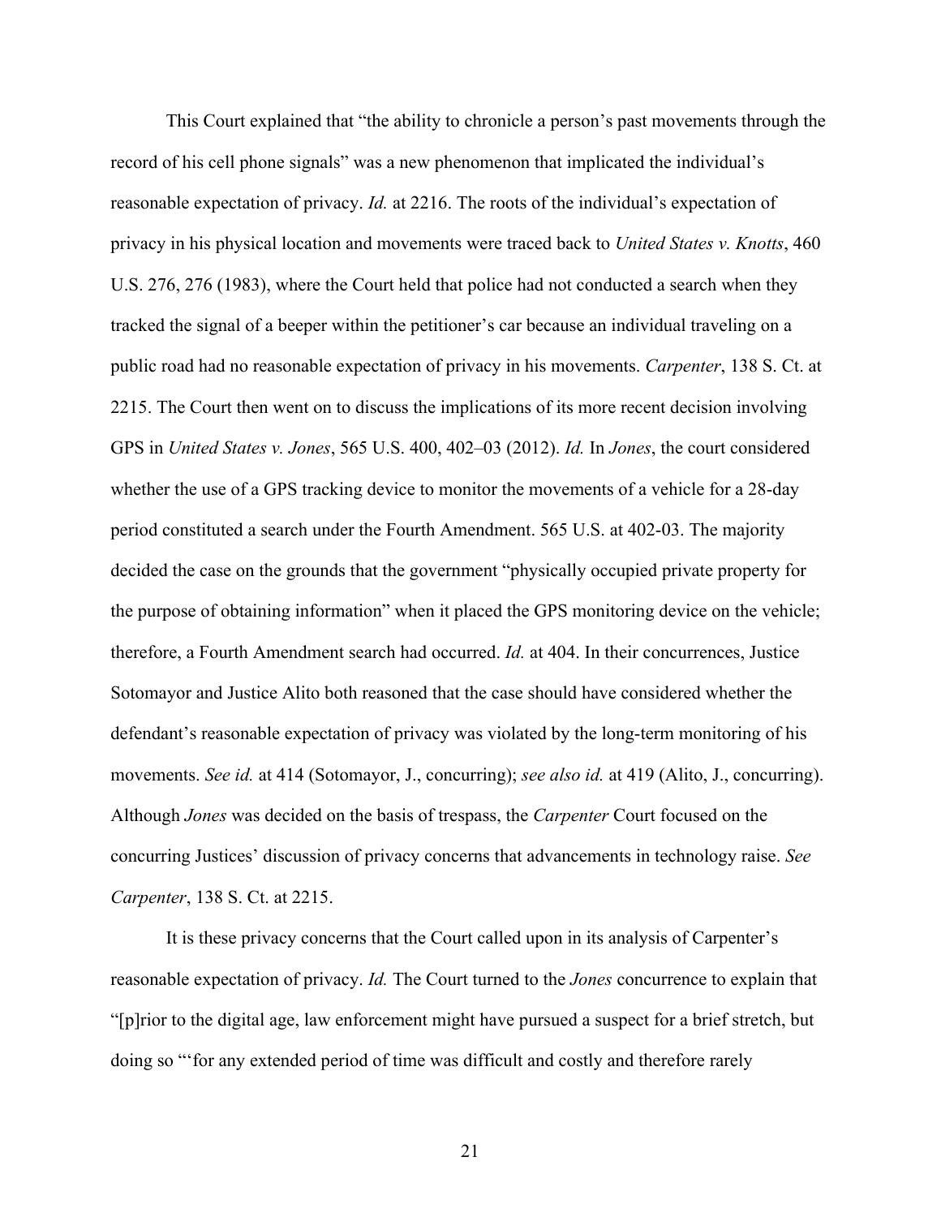This Court explained that "the ability to chronicle a person's past movements through the record of his cell phone signals" was a new phenomenon that implicated the individual's reasonable expectation of privacy. *Id.* at 2216. The roots of the individual's expectation of privacy in his physical location and movements were traced back to *United States v. Knotts*, 460 U.S. 276, 276 (1983), where the Court held that police had not conducted a search when they tracked the signal of a beeper within the petitioner's car because an individual traveling on a public road had no reasonable expectation of privacy in his movements. *Carpenter*, 138 S. Ct. at 2215. The Court then went on to discuss the implications of its more recent decision involving GPS in *United States v. Jones*, 565 U.S. 400, 402–03 (2012). *Id.* In *Jones*, the court considered whether the use of a GPS tracking device to monitor the movements of a vehicle for a 28-day period constituted a search under the Fourth Amendment. 565 U.S. at 402-03. The majority decided the case on the grounds that the government "physically occupied private property for the purpose of obtaining information" when it placed the GPS monitoring device on the vehicle; therefore, a Fourth Amendment search had occurred. *Id.* at 404. In their concurrences, Justice Sotomayor and Justice Alito both reasoned that the case should have considered whether the defendant's reasonable expectation of privacy was violated by the long-term monitoring of his movements. *See id.* at 414 (Sotomayor, J., concurring); *see also id.* at 419 (Alito, J., concurring). Although *Jones* was decided on the basis of trespass, the *Carpenter* Court focused on the concurring Justices' discussion of privacy concerns that advancements in technology raise. *See Carpenter*, 138 S. Ct. at 2215.

It is these privacy concerns that the Court called upon in its analysis of Carpenter's reasonable expectation of privacy. *Id.* The Court turned to the *Jones* concurrence to explain that "[p]rior to the digital age, law enforcement might have pursued a suspect for a brief stretch, but doing so "'for any extended period of time was difficult and costly and therefore rarely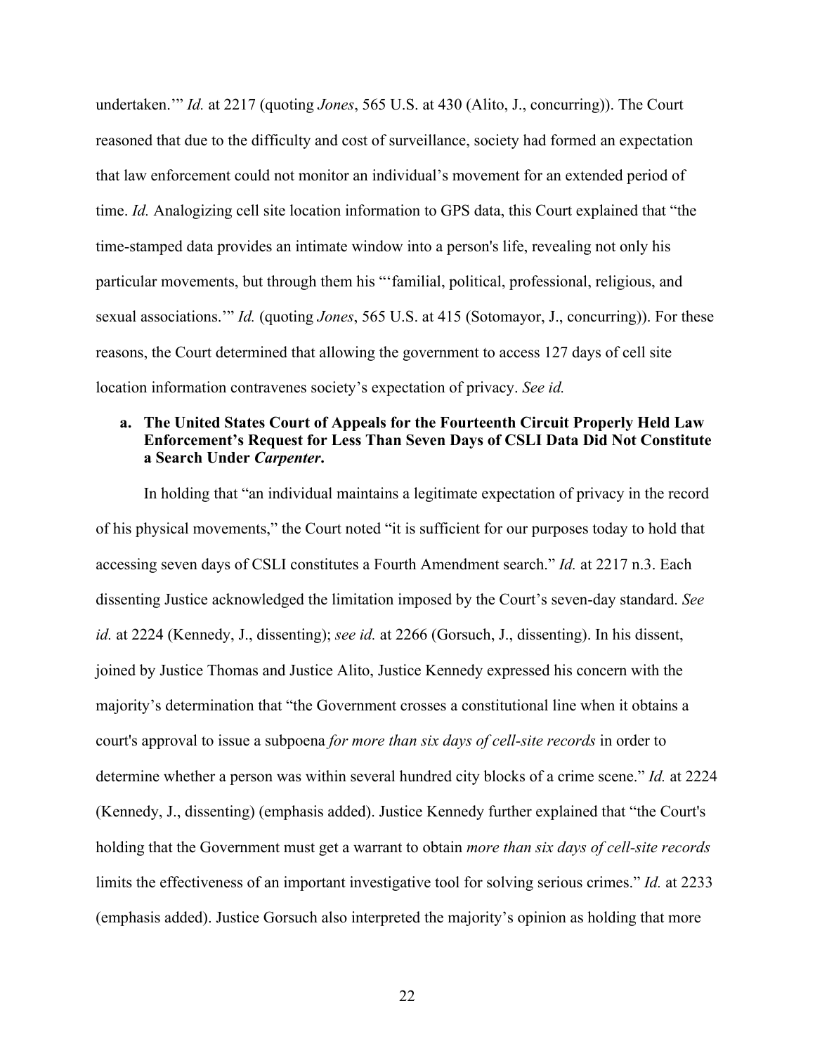undertaken.'" *Id.* at 2217 (quoting *Jones*, 565 U.S. at 430 (Alito, J., concurring)). The Court reasoned that due to the difficulty and cost of surveillance, society had formed an expectation that law enforcement could not monitor an individual's movement for an extended period of time. *Id.* Analogizing cell site location information to GPS data, this Court explained that "the time-stamped data provides an intimate window into a person's life, revealing not only his particular movements, but through them his "'familial, political, professional, religious, and sexual associations.'" *Id.* (quoting *Jones*, 565 U.S. at 415 (Sotomayor, J., concurring)). For these reasons, the Court determined that allowing the government to access 127 days of cell site location information contravenes society's expectation of privacy. *See id.*

**a. The United States Court of Appeals for the Fourteenth Circuit Properly Held Law Enforcement's Request for Less Than Seven Days of CSLI Data Did Not Constitute a Search Under *Carpenter*.**

In holding that "an individual maintains a legitimate expectation of privacy in the record of his physical movements," the Court noted "it is sufficient for our purposes today to hold that accessing seven days of CSLI constitutes a Fourth Amendment search." *Id.* at 2217 n.3. Each dissenting Justice acknowledged the limitation imposed by the Court's seven-day standard. *See id.* at 2224 (Kennedy, J., dissenting); *see id.* at 2266 (Gorsuch, J., dissenting). In his dissent, joined by Justice Thomas and Justice Alito, Justice Kennedy expressed his concern with the majority's determination that "the Government crosses a constitutional line when it obtains a court's approval to issue a subpoena *for more than six days of cell-site records* in order to determine whether a person was within several hundred city blocks of a crime scene." *Id.* at 2224 (Kennedy, J., dissenting) (emphasis added). Justice Kennedy further explained that "the Court's holding that the Government must get a warrant to obtain *more than six days of cell-site records* limits the effectiveness of an important investigative tool for solving serious crimes." *Id.* at 2233 (emphasis added). Justice Gorsuch also interpreted the majority's opinion as holding that more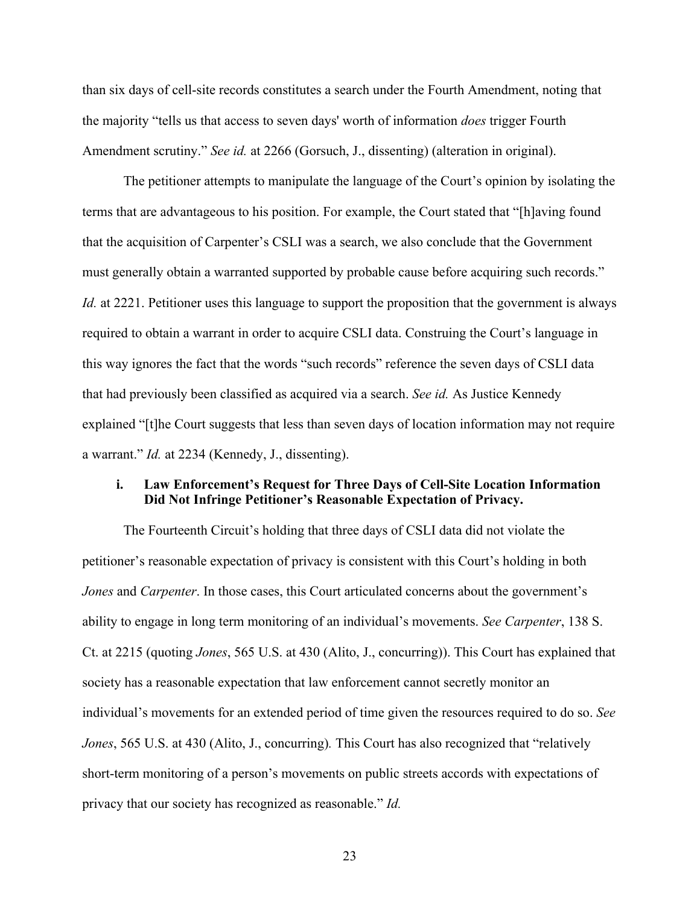than six days of cell-site records constitutes a search under the Fourth Amendment, noting that the majority "tells us that access to seven days' worth of information *does* trigger Fourth Amendment scrutiny." *See id.* at 2266 (Gorsuch, J., dissenting) (alteration in original).

The petitioner attempts to manipulate the language of the Court's opinion by isolating the terms that are advantageous to his position. For example, the Court stated that "[h]aving found that the acquisition of Carpenter's CSLI was a search, we also conclude that the Government must generally obtain a warranted supported by probable cause before acquiring such records." *Id.* at 2221. Petitioner uses this language to support the proposition that the government is always required to obtain a warrant in order to acquire CSLI data. Construing the Court's language in this way ignores the fact that the words "such records" reference the seven days of CSLI data that had previously been classified as acquired via a search. *See id.* As Justice Kennedy explained "[t]he Court suggests that less than seven days of location information may not require a warrant." *Id.* at 2234 (Kennedy, J., dissenting).

#### i. Law Enforcement's Request for Three Days of Cell-Site Location Information Did Not Infringe Petitioner's Reasonable Expectation of Privacy.

The Fourteenth Circuit's holding that three days of CSLI data did not violate the petitioner's reasonable expectation of privacy is consistent with this Court's holding in both *Jones* and *Carpenter*. In those cases, this Court articulated concerns about the government's ability to engage in long term monitoring of an individual's movements. *See Carpenter*, 138 S. Ct. at 2215 (quoting *Jones*, 565 U.S. at 430 (Alito, J., concurring)). This Court has explained that society has a reasonable expectation that law enforcement cannot secretly monitor an individual's movements for an extended period of time given the resources required to do so. *See Jones*, 565 U.S. at 430 (Alito, J., concurring). This Court has also recognized that "relatively short-term monitoring of a person's movements on public streets accords with expectations of privacy that our society has recognized as reasonable." *Id.*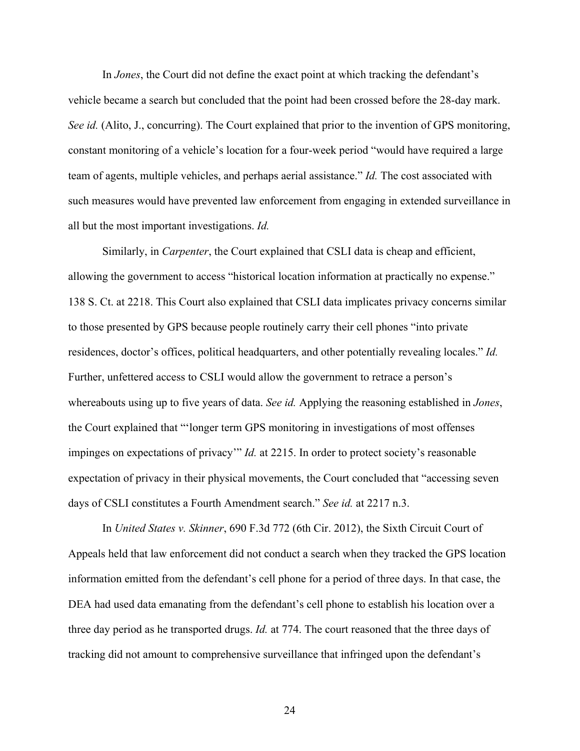In *Jones*, the Court did not define the exact point at which tracking the defendant's vehicle became a search but concluded that the point had been crossed before the 28-day mark. *See id.* (Alito, J., concurring). The Court explained that prior to the invention of GPS monitoring, constant monitoring of a vehicle's location for a four-week period "would have required a large team of agents, multiple vehicles, and perhaps aerial assistance." *Id.* The cost associated with such measures would have prevented law enforcement from engaging in extended surveillance in all but the most important investigations. *Id.*

Similarly, in *Carpenter*, the Court explained that CSLI data is cheap and efficient, allowing the government to access "historical location information at practically no expense." 138 S. Ct. at 2218. This Court also explained that CSLI data implicates privacy concerns similar to those presented by GPS because people routinely carry their cell phones "into private residences, doctor's offices, political headquarters, and other potentially revealing locales." *Id.* Further, unfettered access to CSLI would allow the government to retrace a person's whereabouts using up to five years of data. *See id.* Applying the reasoning established in *Jones*, the Court explained that "'longer term GPS monitoring in investigations of most offenses impinges on expectations of privacy'" *Id.* at 2215. In order to protect society's reasonable expectation of privacy in their physical movements, the Court concluded that "accessing seven days of CSLI constitutes a Fourth Amendment search." *See id.* at 2217 n.3.

In *United States v. Skinner*, 690 F.3d 772 (6th Cir. 2012), the Sixth Circuit Court of Appeals held that law enforcement did not conduct a search when they tracked the GPS location information emitted from the defendant's cell phone for a period of three days. In that case, the DEA had used data emanating from the defendant's cell phone to establish his location over a three day period as he transported drugs. *Id.* at 774. The court reasoned that the three days of tracking did not amount to comprehensive surveillance that infringed upon the defendant's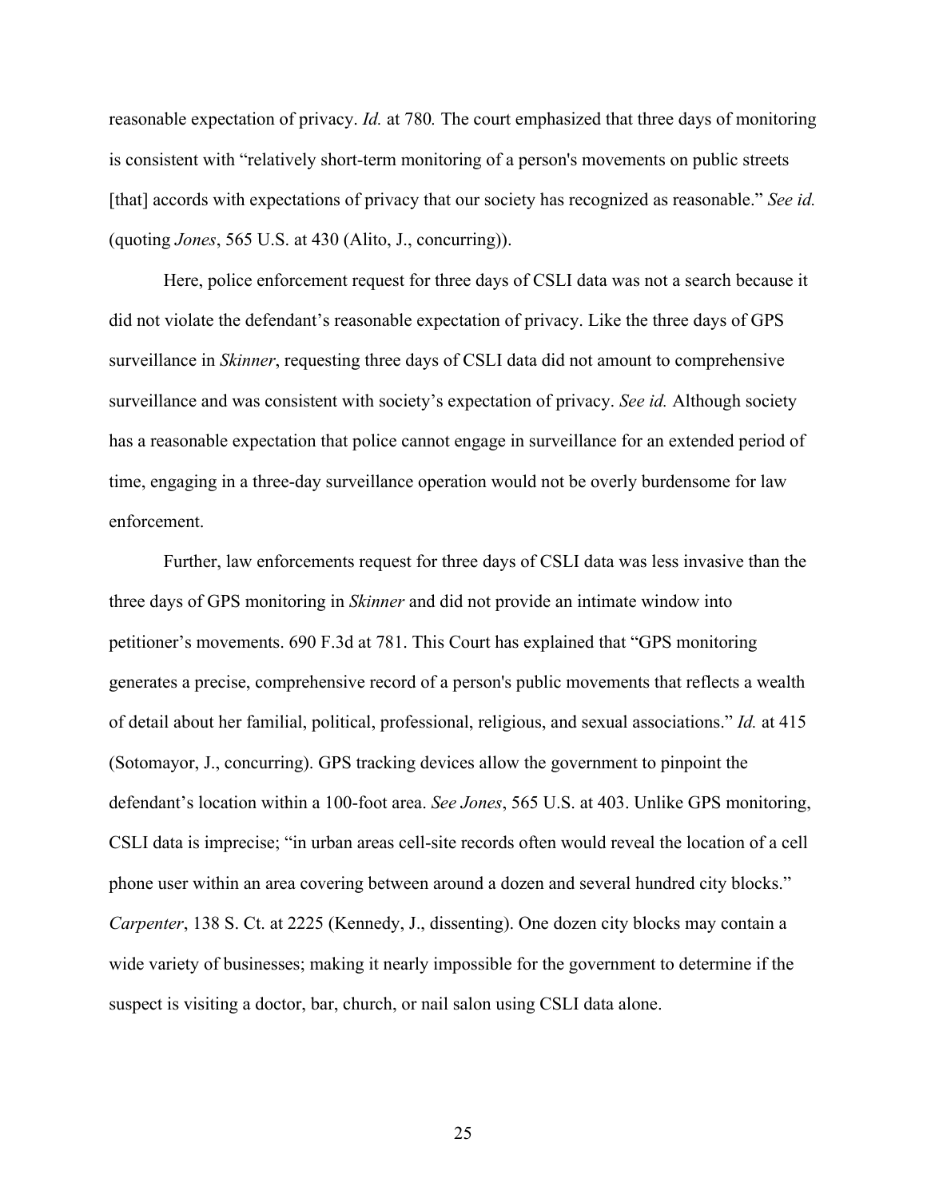reasonable expectation of privacy. *Id.* at 780*.* The court emphasized that three days of monitoring is consistent with "relatively short-term monitoring of a person's movements on public streets [that] accords with expectations of privacy that our society has recognized as reasonable." *See id.* (quoting *Jones*, 565 U.S. at 430 (Alito, J., concurring)).

Here, police enforcement request for three days of CSLI data was not a search because it did not violate the defendant's reasonable expectation of privacy. Like the three days of GPS surveillance in *Skinner*, requesting three days of CSLI data did not amount to comprehensive surveillance and was consistent with society's expectation of privacy. *See id.* Although society has a reasonable expectation that police cannot engage in surveillance for an extended period of time, engaging in a three-day surveillance operation would not be overly burdensome for law enforcement.

Further, law enforcements request for three days of CSLI data was less invasive than the three days of GPS monitoring in *Skinner* and did not provide an intimate window into petitioner's movements. 690 F.3d at 781. This Court has explained that "GPS monitoring generates a precise, comprehensive record of a person's public movements that reflects a wealth of detail about her familial, political, professional, religious, and sexual associations." *Id.* at 415 (Sotomayor, J., concurring). GPS tracking devices allow the government to pinpoint the defendant's location within a 100-foot area. *See Jones*, 565 U.S. at 403. Unlike GPS monitoring, CSLI data is imprecise; "in urban areas cell-site records often would reveal the location of a cell phone user within an area covering between around a dozen and several hundred city blocks." *Carpenter*, 138 S. Ct. at 2225 (Kennedy, J., dissenting). One dozen city blocks may contain a wide variety of businesses; making it nearly impossible for the government to determine if the suspect is visiting a doctor, bar, church, or nail salon using CSLI data alone.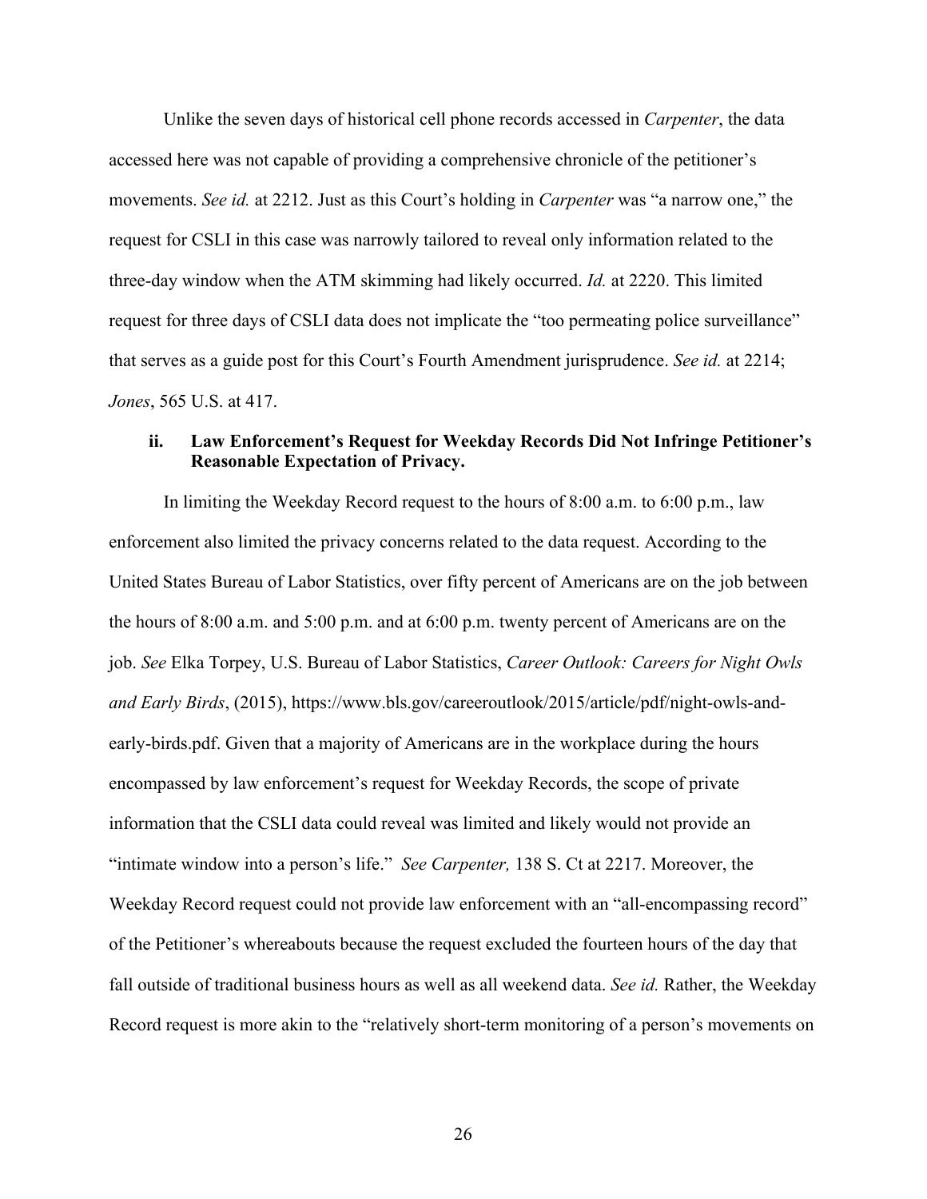Unlike the seven days of historical cell phone records accessed in *Carpenter*, the data accessed here was not capable of providing a comprehensive chronicle of the petitioner's movements. *See id.* at 2212. Just as this Court's holding in *Carpenter* was "a narrow one," the request for CSLI in this case was narrowly tailored to reveal only information related to the three-day window when the ATM skimming had likely occurred. *Id.* at 2220. This limited request for three days of CSLI data does not implicate the "too permeating police surveillance" that serves as a guide post for this Court's Fourth Amendment jurisprudence. *See id.* at 2214; *Jones*, 565 U.S. at 417.

### ii. Law Enforcement's Request for Weekday Records Did Not Infringe Petitioner's Reasonable Expectation of Privacy.

In limiting the Weekday Record request to the hours of 8:00 a.m. to 6:00 p.m., law enforcement also limited the privacy concerns related to the data request. According to the United States Bureau of Labor Statistics, over fifty percent of Americans are on the job between the hours of 8:00 a.m. and 5:00 p.m. and at 6:00 p.m. twenty percent of Americans are on the job. *See* Elka Torpey, U.S. Bureau of Labor Statistics, *Career Outlook: Careers for Night Owls and Early Birds*, (2015), https://www.bls.gov/careeroutlook/2015/article/pdf/night-owls-and-early-birds.pdf. Given that a majority of Americans are in the workplace during the hours encompassed by law enforcement's request for Weekday Records, the scope of private information that the CSLI data could reveal was limited and likely would not provide an "intimate window into a person's life." *See Carpenter,* 138 S. Ct at 2217. Moreover, the Weekday Record request could not provide law enforcement with an "all-encompassing record" of the Petitioner's whereabouts because the request excluded the fourteen hours of the day that fall outside of traditional business hours as well as all weekend data. *See id.* Rather, the Weekday Record request is more akin to the "relatively short-term monitoring of a person's movements on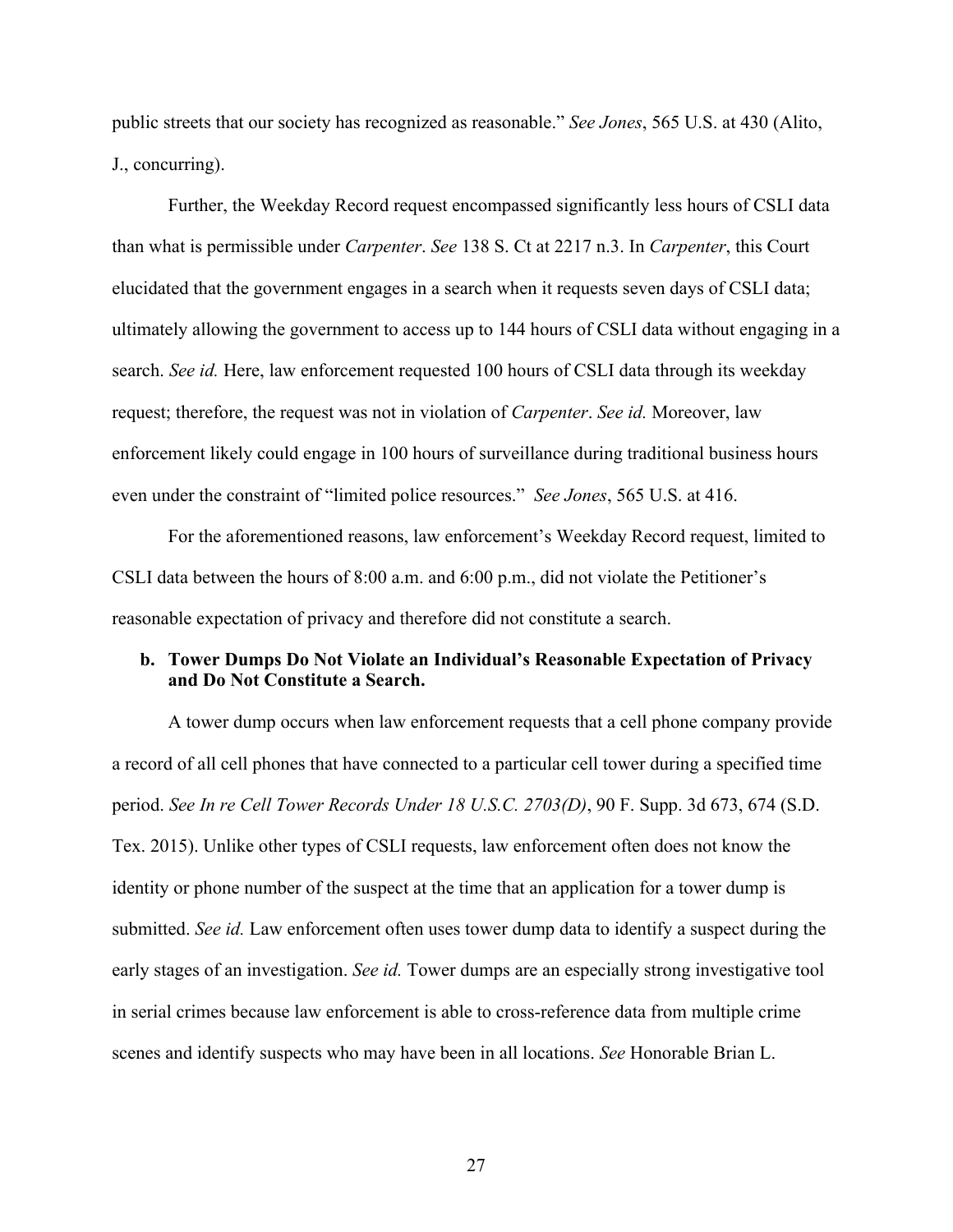public streets that our society has recognized as reasonable." *See Jones*, 565 U.S. at 430 (Alito, J., concurring).

Further, the Weekday Record request encompassed significantly less hours of CSLI data than what is permissible under *Carpenter*. *See* 138 S. Ct at 2217 n.3. In *Carpenter*, this Court elucidated that the government engages in a search when it requests seven days of CSLI data; ultimately allowing the government to access up to 144 hours of CSLI data without engaging in a search. *See id.* Here, law enforcement requested 100 hours of CSLI data through its weekday request; therefore, the request was not in violation of *Carpenter*. *See id.* Moreover, law enforcement likely could engage in 100 hours of surveillance during traditional business hours even under the constraint of "limited police resources." *See Jones*, 565 U.S. at 416.

For the aforementioned reasons, law enforcement's Weekday Record request, limited to CSLI data between the hours of 8:00 a.m. and 6:00 p.m., did not violate the Petitioner's reasonable expectation of privacy and therefore did not constitute a search.

**b. Tower Dumps Do Not Violate an Individual's Reasonable Expectation of Privacy and Do Not Constitute a Search.**

A tower dump occurs when law enforcement requests that a cell phone company provide a record of all cell phones that have connected to a particular cell tower during a specified time period. *See In re Cell Tower Records Under 18 U.S.C. 2703(D)*, 90 F. Supp. 3d 673, 674 (S.D. Tex. 2015). Unlike other types of CSLI requests, law enforcement often does not know the identity or phone number of the suspect at the time that an application for a tower dump is submitted. *See id.* Law enforcement often uses tower dump data to identify a suspect during the early stages of an investigation. *See id.* Tower dumps are an especially strong investigative tool in serial crimes because law enforcement is able to cross-reference data from multiple crime scenes and identify suspects who may have been in all locations. *See* Honorable Brian L.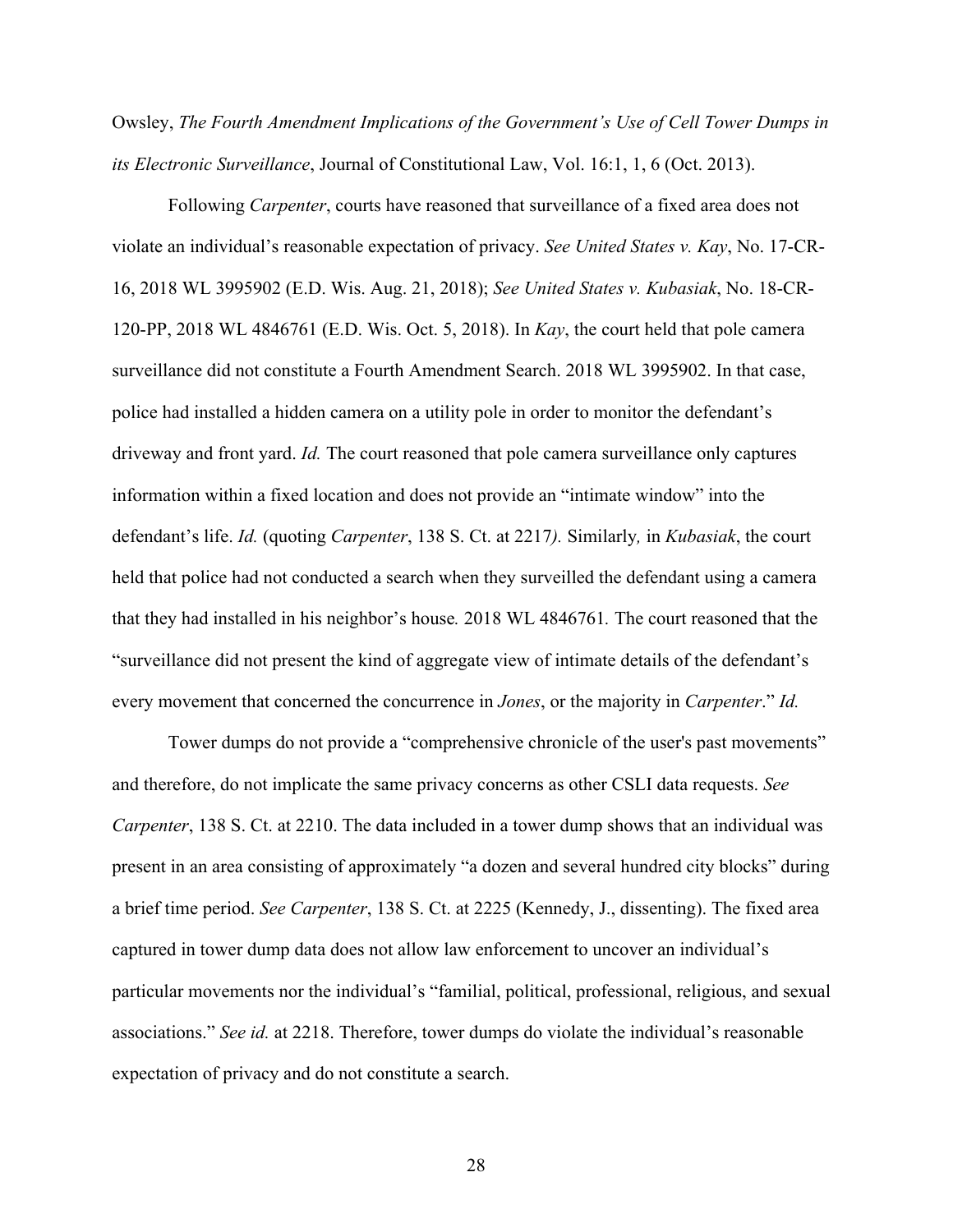Owsley, *The Fourth Amendment Implications of the Government's Use of Cell Tower Dumps in its Electronic Surveillance*, Journal of Constitutional Law, Vol. 16:1, 1, 6 (Oct. 2013).

Following *Carpenter*, courts have reasoned that surveillance of a fixed area does not violate an individual's reasonable expectation of privacy. *See United States v. Kay*, No. 17-CR-16, 2018 WL 3995902 (E.D. Wis. Aug. 21, 2018); *See United States v. Kubasiak*, No. 18-CR-120-PP, 2018 WL 4846761 (E.D. Wis. Oct. 5, 2018). In *Kay*, the court held that pole camera surveillance did not constitute a Fourth Amendment Search. 2018 WL 3995902. In that case, police had installed a hidden camera on a utility pole in order to monitor the defendant's driveway and front yard. *Id.* The court reasoned that pole camera surveillance only captures information within a fixed location and does not provide an "intimate window" into the defendant's life. *Id.* (quoting *Carpenter*, 138 S. Ct. at 2217*).* Similarly*,* in *Kubasiak*, the court held that police had not conducted a search when they surveilled the defendant using a camera that they had installed in his neighbor's house*.* 2018 WL 4846761*.* The court reasoned that the "surveillance did not present the kind of aggregate view of intimate details of the defendant's every movement that concerned the concurrence in *Jones*, or the majority in *Carpenter*." *Id.*

Tower dumps do not provide a "comprehensive chronicle of the user's past movements" and therefore, do not implicate the same privacy concerns as other CSLI data requests. *See Carpenter*, 138 S. Ct. at 2210. The data included in a tower dump shows that an individual was present in an area consisting of approximately "a dozen and several hundred city blocks" during a brief time period. *See Carpenter*, 138 S. Ct. at 2225 (Kennedy, J., dissenting). The fixed area captured in tower dump data does not allow law enforcement to uncover an individual's particular movements nor the individual's "familial, political, professional, religious, and sexual associations." *See id.* at 2218. Therefore, tower dumps do violate the individual's reasonable expectation of privacy and do not constitute a search.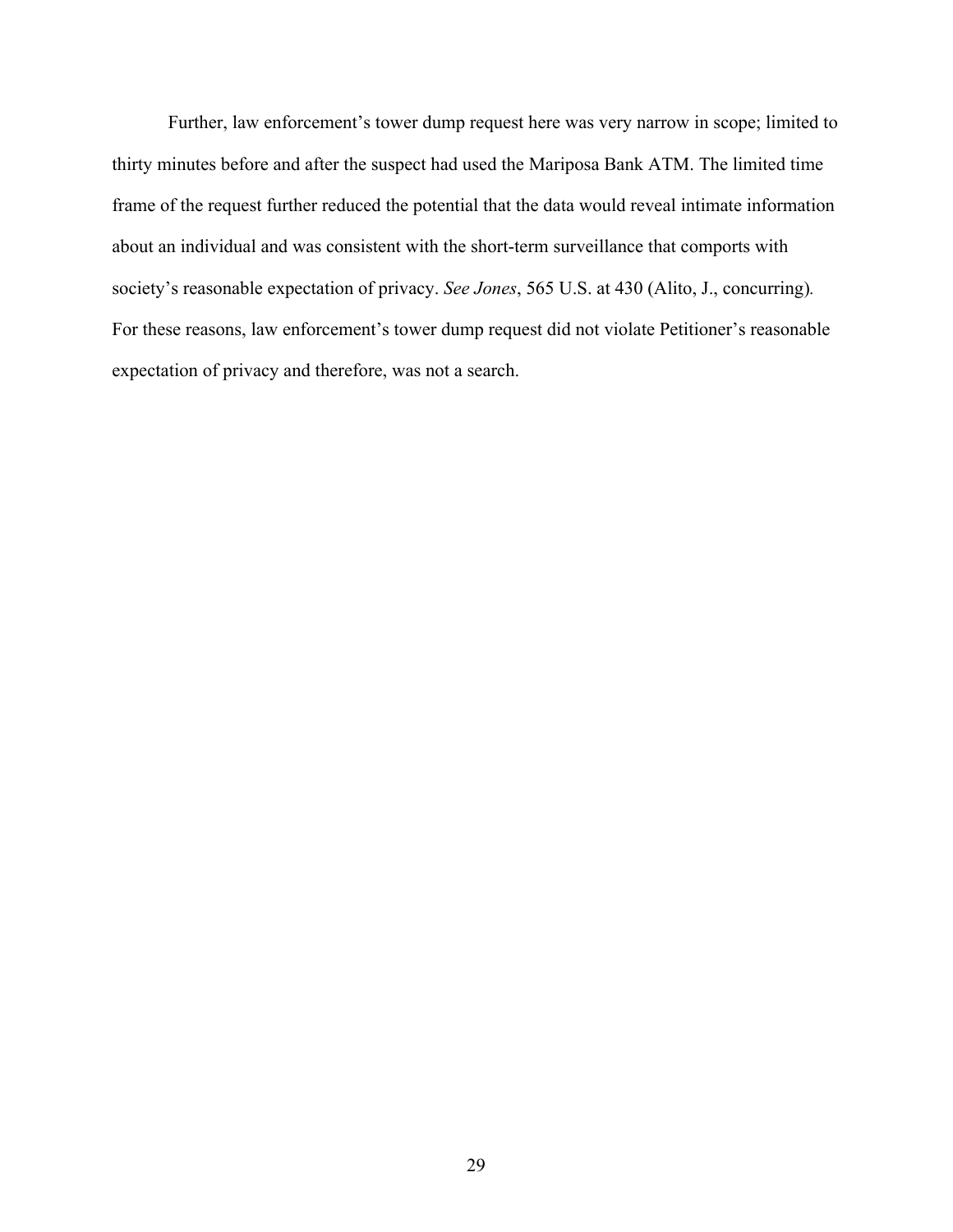Further, law enforcement's tower dump request here was very narrow in scope; limited to thirty minutes before and after the suspect had used the Mariposa Bank ATM. The limited time frame of the request further reduced the potential that the data would reveal intimate information about an individual and was consistent with the short-term surveillance that comports with society's reasonable expectation of privacy. *See Jones*, 565 U.S. at 430 (Alito, J., concurring). For these reasons, law enforcement's tower dump request did not violate Petitioner's reasonable expectation of privacy and therefore, was not a search.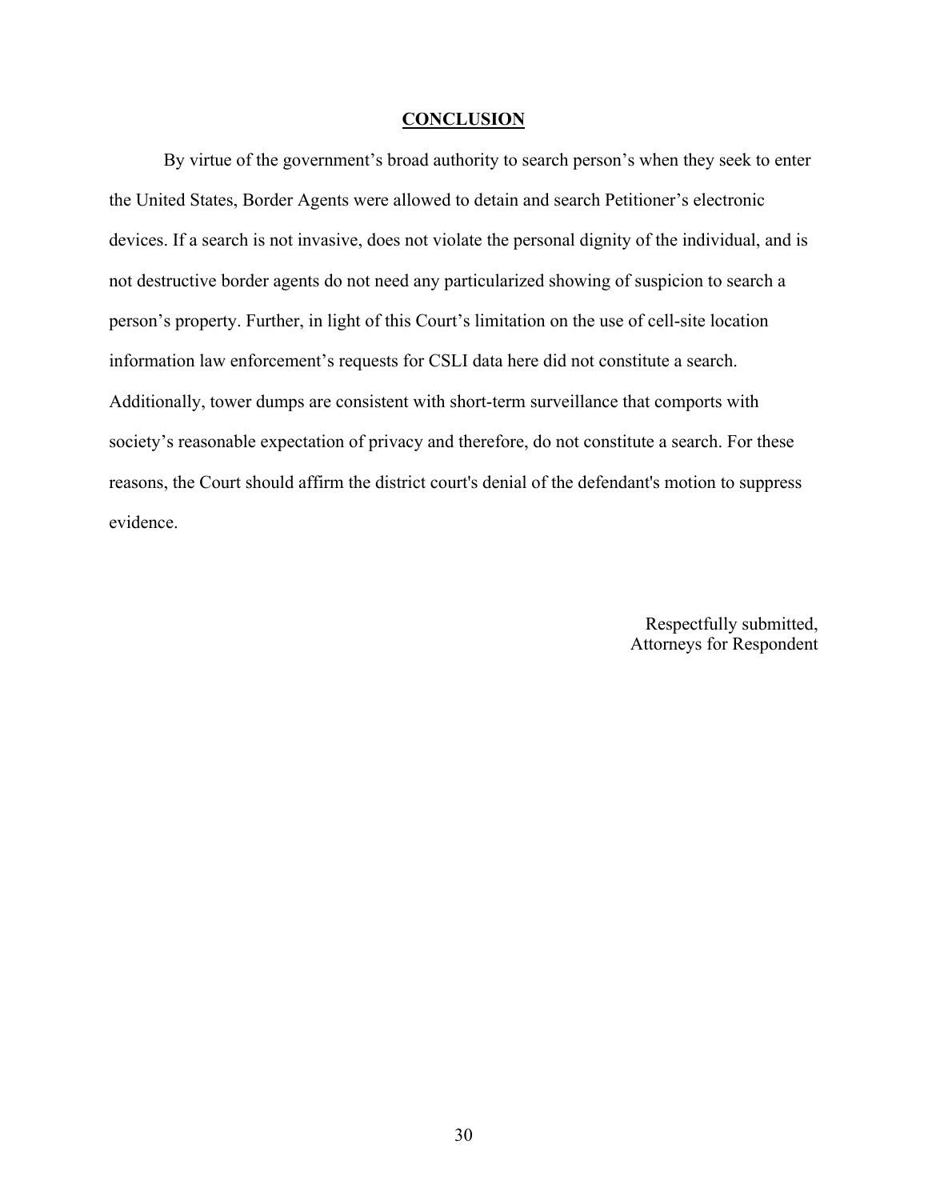## CONCLUSION

By virtue of the government's broad authority to search person's when they seek to enter the United States, Border Agents were allowed to detain and search Petitioner's electronic devices. If a search is not invasive, does not violate the personal dignity of the individual, and is not destructive border agents do not need any particularized showing of suspicion to search a person's property. Further, in light of this Court's limitation on the use of cell-site location information law enforcement's requests for CSLI data here did not constitute a search. Additionally, tower dumps are consistent with short-term surveillance that comports with society's reasonable expectation of privacy and therefore, do not constitute a search. For these reasons, the Court should affirm the district court's denial of the defendant's motion to suppress evidence.

Respectfully submitted,
Attorneys for Respondent